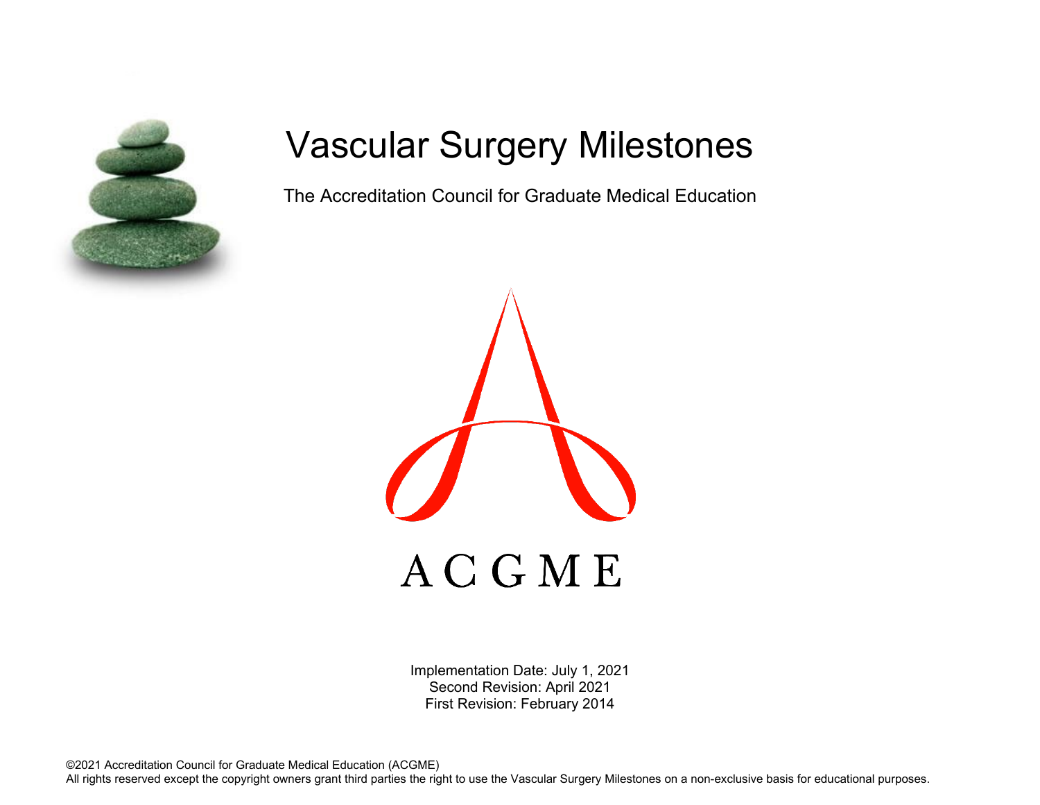# Vascular Surgery Milestones

The Accreditation Council for Graduate Medical Education

ACGME

Implementation Date: July 1, 2021
Second Revision: April 2021
First Revision: February 2014

©2021 Accreditation Council for Graduate Medical Education (ACGME)
All rights reserved except the copyright owners grant third parties the right to use the Vascular Surgery Milestones on a non-exclusive basis for educational purposes.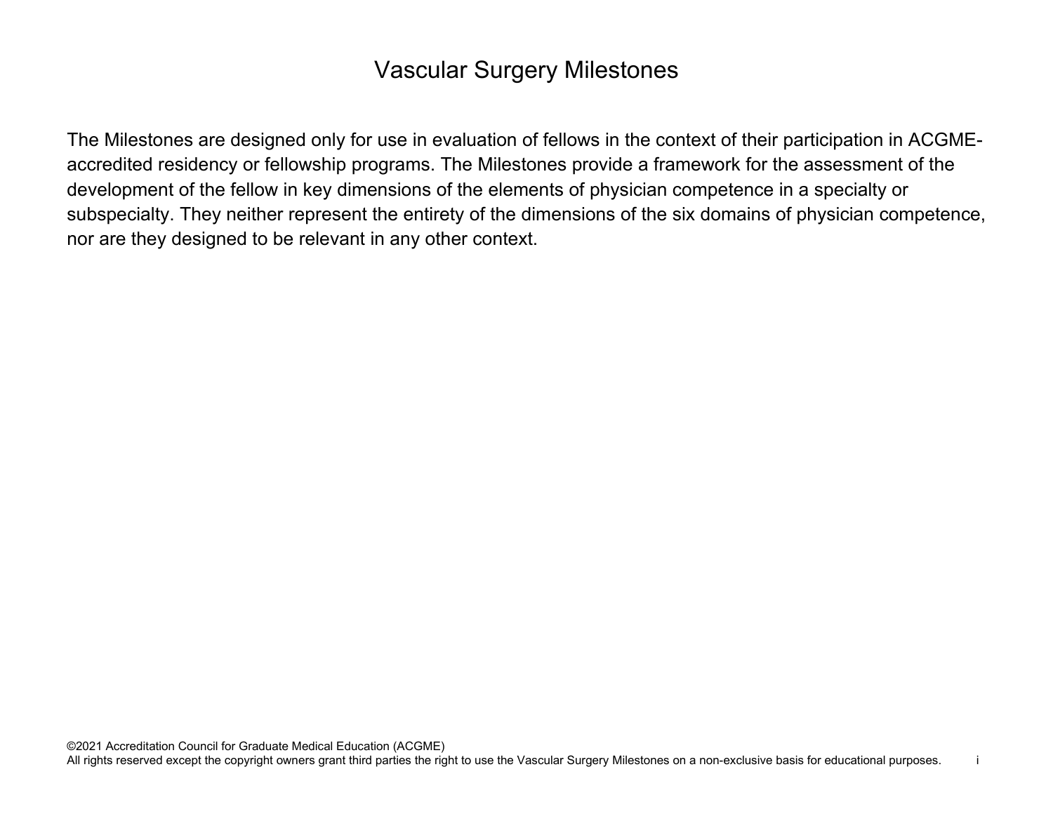# Vascular Surgery Milestones

The Milestones are designed only for use in evaluation of fellows in the context of their participation in ACGME-accredited residency or fellowship programs. The Milestones provide a framework for the assessment of the development of the fellow in key dimensions of the elements of physician competence in a specialty or subspecialty. They neither represent the entirety of the dimensions of the six domains of physician competence, nor are they designed to be relevant in any other context.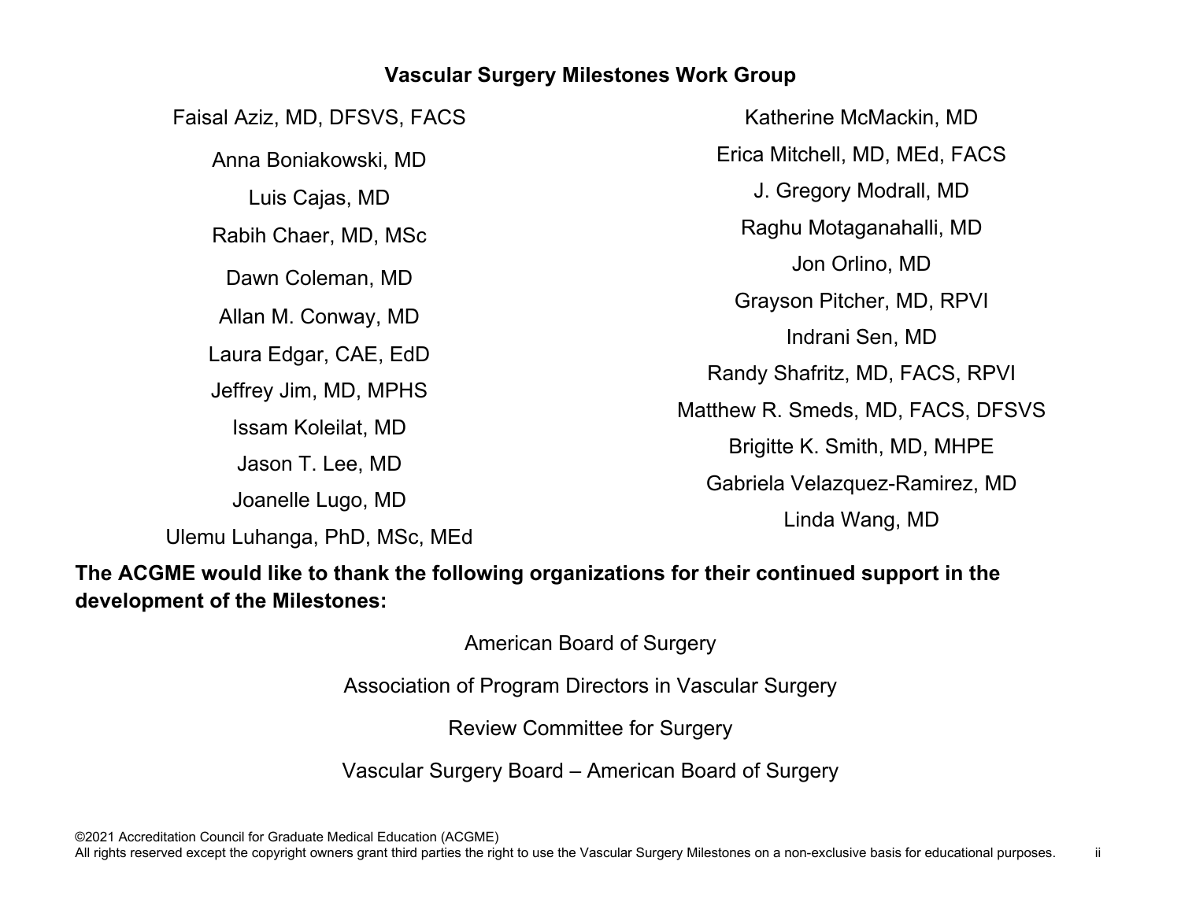**Vascular Surgery Milestones Work Group**

Faisal Aziz, MD, DFSVS, FACS

Anna Boniakowski, MD

Luis Cajas, MD

Rabih Chaer, MD, MSc

Dawn Coleman, MD

Allan M. Conway, MD

Laura Edgar, CAE, EdD

Jeffrey Jim, MD, MPHS

Issam Koleilat, MD

Jason T. Lee, MD

Joanelle Lugo, MD

Ulemu Luhanga, PhD, MSc, MEd

Katherine McMackin, MD

Erica Mitchell, MD, MEd, FACS

J. Gregory Modrall, MD

Raghu Motaganahalli, MD

Jon Orlino, MD

Grayson Pitcher, MD, RPVI

Indrani Sen, MD

Randy Shafritz, MD, FACS, RPVI

Matthew R. Smeds, MD, FACS, DFSVS

Brigitte K. Smith, MD, MHPE

Gabriela Velazquez-Ramirez, MD

Linda Wang, MD

**The ACGME would like to thank the following organizations for their continued support in the development of the Milestones:**

American Board of Surgery

Association of Program Directors in Vascular Surgery

Review Committee for Surgery

Vascular Surgery Board – American Board of Surgery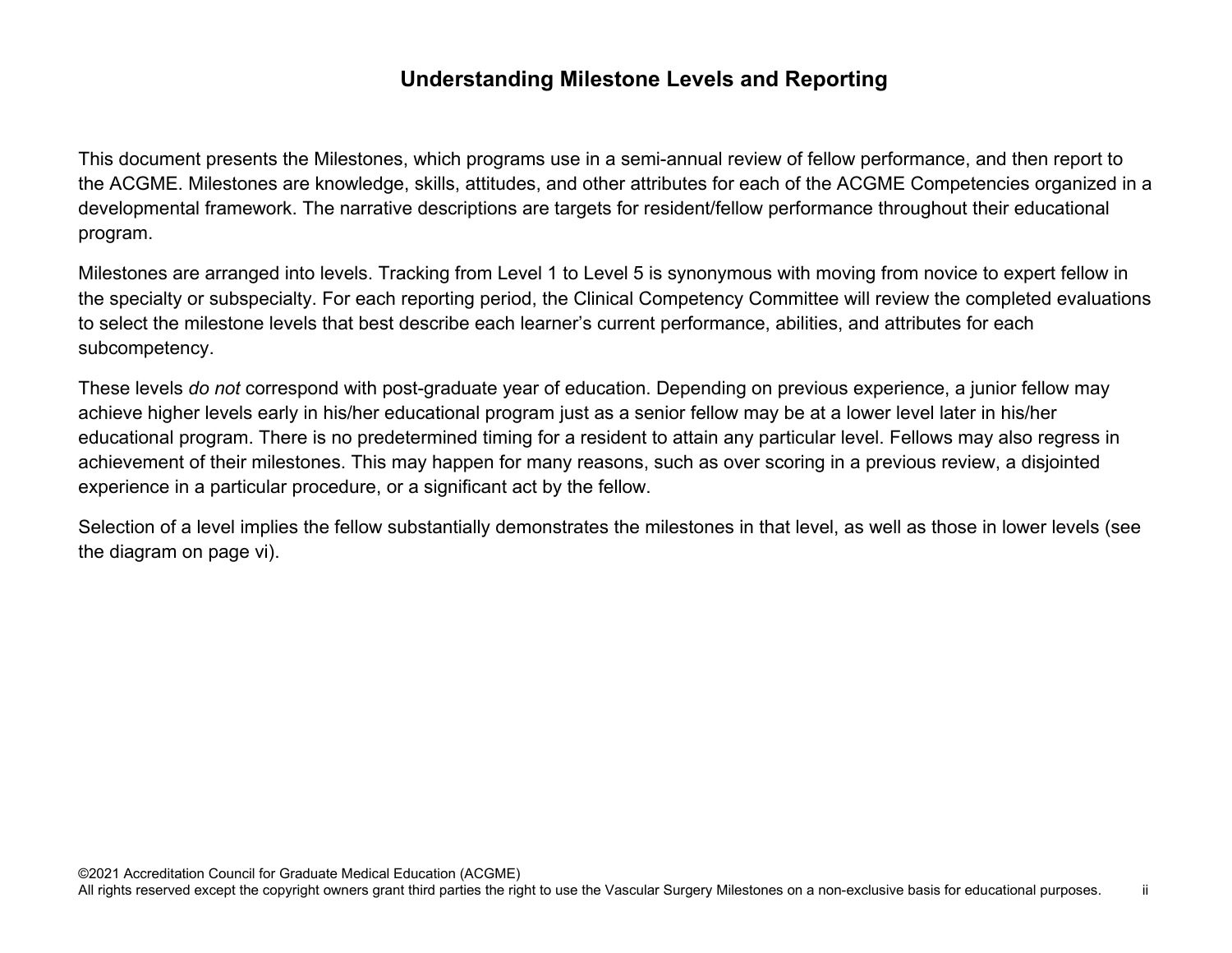# Understanding Milestone Levels and Reporting

This document presents the Milestones, which programs use in a semi-annual review of fellow performance, and then report to the ACGME. Milestones are knowledge, skills, attitudes, and other attributes for each of the ACGME Competencies organized in a developmental framework. The narrative descriptions are targets for resident/fellow performance throughout their educational program.

Milestones are arranged into levels. Tracking from Level 1 to Level 5 is synonymous with moving from novice to expert fellow in the specialty or subspecialty. For each reporting period, the Clinical Competency Committee will review the completed evaluations to select the milestone levels that best describe each learner's current performance, abilities, and attributes for each subcompetency.

These levels *do not* correspond with post-graduate year of education. Depending on previous experience, a junior fellow may achieve higher levels early in his/her educational program just as a senior fellow may be at a lower level later in his/her educational program. There is no predetermined timing for a resident to attain any particular level. Fellows may also regress in achievement of their milestones. This may happen for many reasons, such as over scoring in a previous review, a disjointed experience in a particular procedure, or a significant act by the fellow.

Selection of a level implies the fellow substantially demonstrates the milestones in that level, as well as those in lower levels (see the diagram on page vi).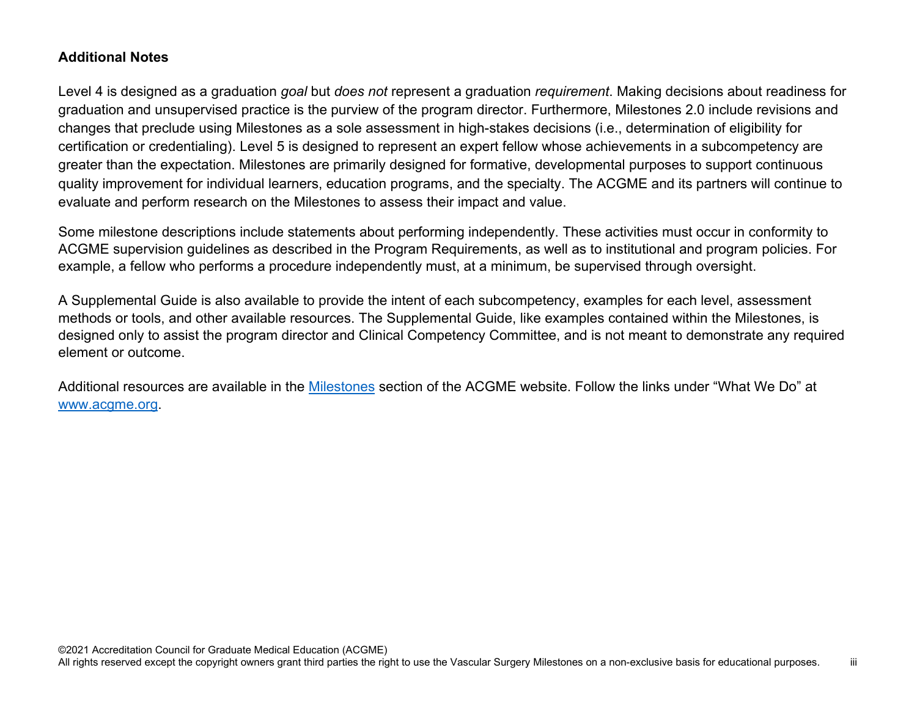**Additional Notes**

Level 4 is designed as a graduation *goal* but *does not* represent a graduation *requirement*. Making decisions about readiness for graduation and unsupervised practice is the purview of the program director. Furthermore, Milestones 2.0 include revisions and changes that preclude using Milestones as a sole assessment in high-stakes decisions (i.e., determination of eligibility for certification or credentialing). Level 5 is designed to represent an expert fellow whose achievements in a subcompetency are greater than the expectation. Milestones are primarily designed for formative, developmental purposes to support continuous quality improvement for individual learners, education programs, and the specialty. The ACGME and its partners will continue to evaluate and perform research on the Milestones to assess their impact and value.

Some milestone descriptions include statements about performing independently. These activities must occur in conformity to ACGME supervision guidelines as described in the Program Requirements, as well as to institutional and program policies. For example, a fellow who performs a procedure independently must, at a minimum, be supervised through oversight.

A Supplemental Guide is also available to provide the intent of each subcompetency, examples for each level, assessment methods or tools, and other available resources. The Supplemental Guide, like examples contained within the Milestones, is designed only to assist the program director and Clinical Competency Committee, and is not meant to demonstrate any required element or outcome.

Additional resources are available in the [Milestones](https://www.acgme.org) section of the ACGME website. Follow the links under "What We Do" at [www.acgme.org](http://www.acgme.org).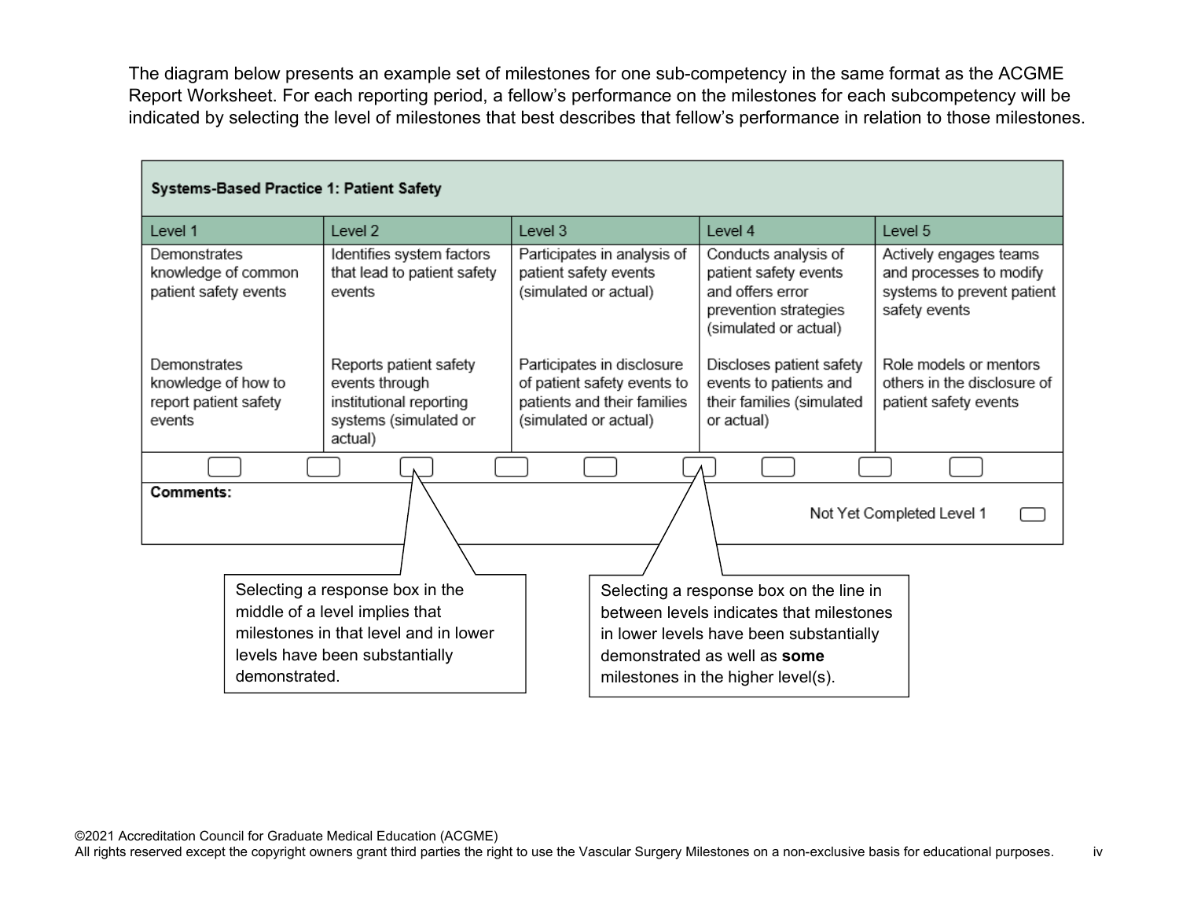The diagram below presents an example set of milestones for one sub-competency in the same format as the ACGME Report Worksheet. For each reporting period, a fellow's performance on the milestones for each subcompetency will be indicated by selecting the level of milestones that best describes that fellow's performance in relation to those milestones.

| **Systems-Based Practice 1: Patient Safety** | | | | |
|---|---|---|---|---|
| Level 1 | Level 2 | Level 3 | Level 4 | Level 5 |
| Demonstrates knowledge of common patient safety events<br><br>Demonstrates knowledge of how to report patient safety events | Identifies system factors that lead to patient safety events<br><br>Reports patient safety events through institutional reporting systems (simulated or actual) | Participates in analysis of patient safety events (simulated or actual)<br><br>Participates in disclosure of patient safety events to patients and their families (simulated or actual) | Conducts analysis of patient safety events and offers error prevention strategies (simulated or actual)<br><br>Discloses patient safety events to patients and their families (simulated or actual) | Actively engages teams and processes to modify systems to prevent patient safety events<br><br>Role models or mentors others in the disclosure of patient safety events |
| **Comments:** | | | | Not Yet Completed Level 1 |

Selecting a response box in the middle of a level implies that milestones in that level and in lower levels have been substantially demonstrated.

Selecting a response box on the line in between levels indicates that milestones in lower levels have been substantially demonstrated as well as **some** milestones in the higher level(s).

©2021 Accreditation Council for Graduate Medical Education (ACGME)
All rights reserved except the copyright owners grant third parties the right to use the Vascular Surgery Milestones on a non-exclusive basis for educational purposes.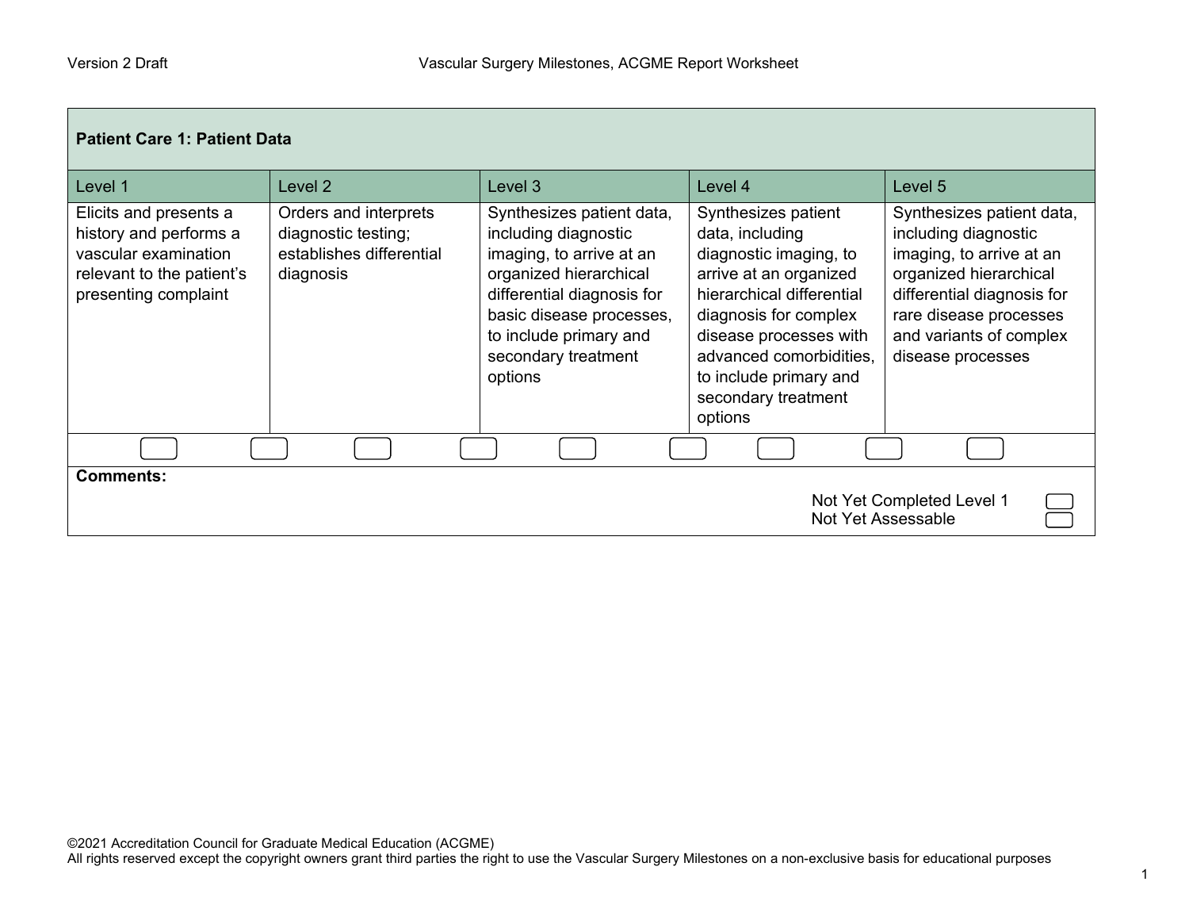| Patient Care 1: Patient Data | | | | |
|---|---|---|---|---|
| Level 1 | Level 2 | Level 3 | Level 4 | Level 5 |
| Elicits and presents a history and performs a vascular examination relevant to the patient's presenting complaint | Orders and interprets diagnostic testing; establishes differential diagnosis | Synthesizes patient data, including diagnostic imaging, to arrive at an organized hierarchical differential diagnosis for basic disease processes, to include primary and secondary treatment options | Synthesizes patient data, including diagnostic imaging, to arrive at an organized hierarchical differential diagnosis for complex disease processes with advanced comorbidities, to include primary and secondary treatment options | Synthesizes patient data, including diagnostic imaging, to arrive at an organized hierarchical differential diagnosis for rare disease processes and variants of complex disease processes |

**Comments:**

Not Yet Completed Level 1

Not Yet Assessable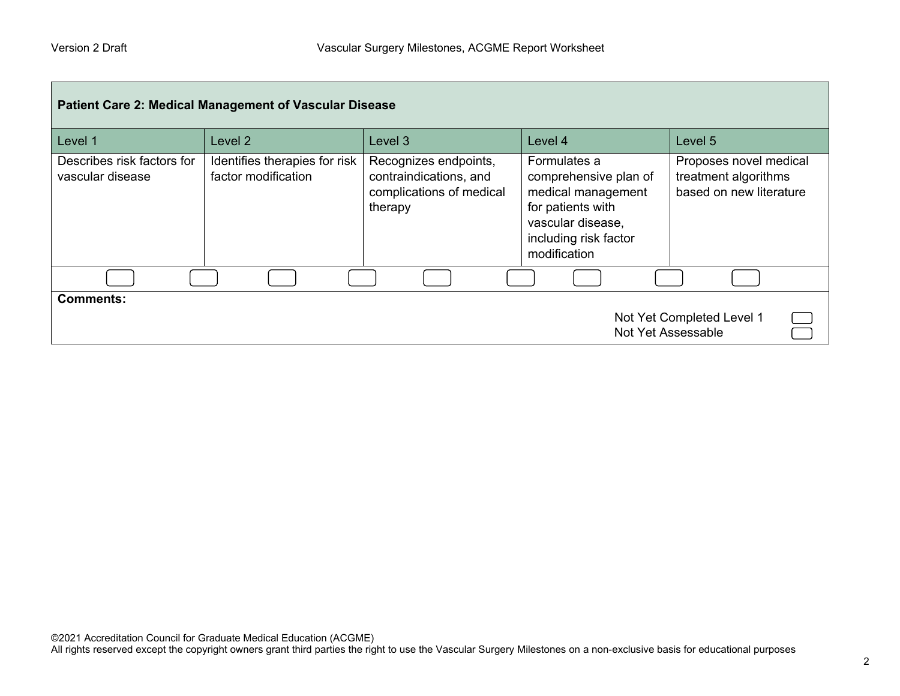**Patient Care 2: Medical Management of Vascular Disease**

| Level 1 | Level 2 | Level 3 | Level 4 | Level 5 |
|---|---|---|---|---|
| Describes risk factors for vascular disease | Identifies therapies for risk factor modification | Recognizes endpoints, contraindications, and complications of medical therapy | Formulates a comprehensive plan of medical management for patients with vascular disease, including risk factor modification | Proposes novel medical treatment algorithms based on new literature |

**Comments:**

Not Yet Completed Level 1

Not Yet Assessable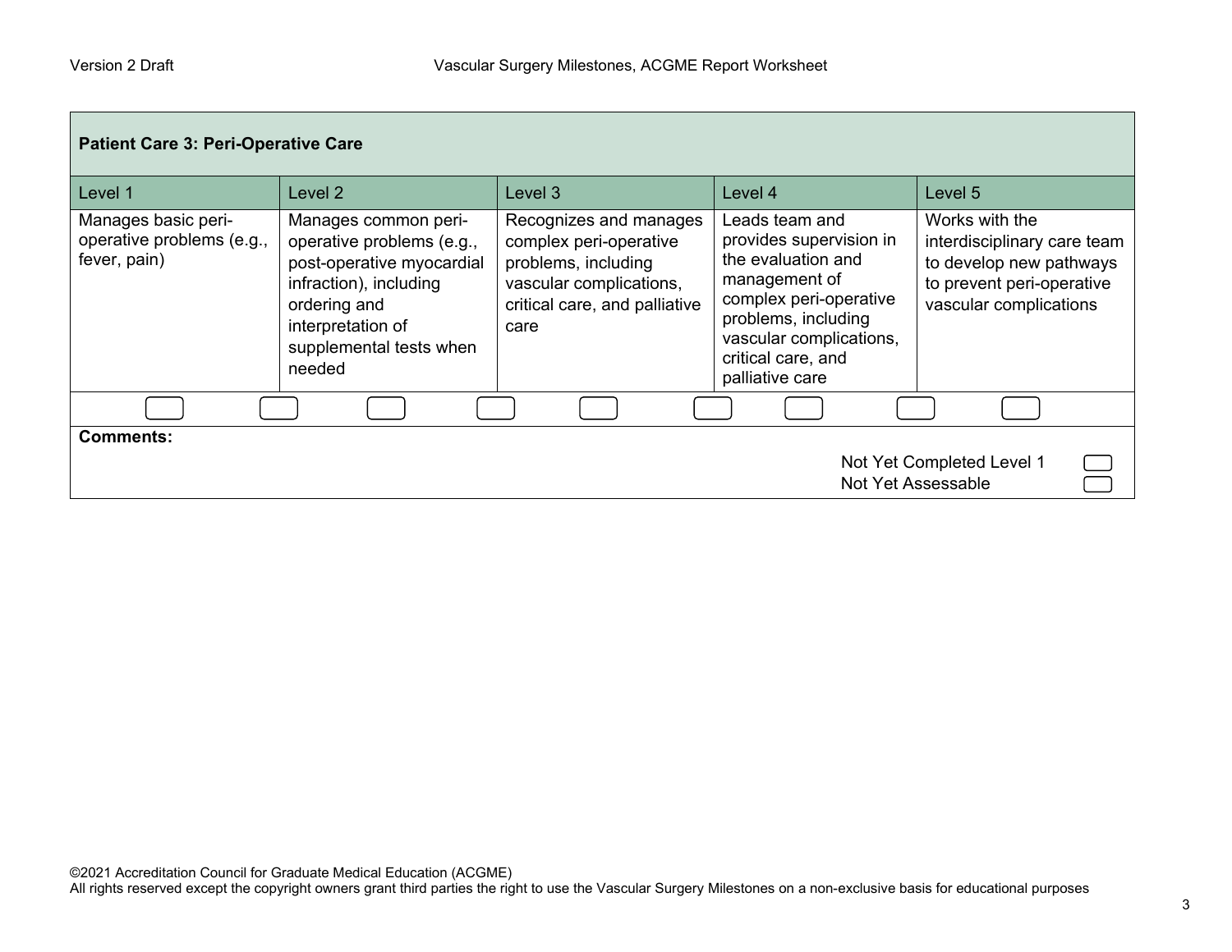| Patient Care 3: Peri-Operative Care | | | | |
|---|---|---|---|---|
| Level 1 | Level 2 | Level 3 | Level 4 | Level 5 |
| Manages basic peri-operative problems (e.g., fever, pain) | Manages common peri-operative problems (e.g., post-operative myocardial infraction), including ordering and interpretation of supplemental tests when needed | Recognizes and manages complex peri-operative problems, including vascular complications, critical care, and palliative care | Leads team and provides supervision in the evaluation and management of complex peri-operative problems, including vascular complications, critical care, and palliative care | Works with the interdisciplinary care team to develop new pathways to prevent peri-operative vascular complications |

**Comments:**

Not Yet Completed Level 1

Not Yet Assessable

©2021 Accreditation Council for Graduate Medical Education (ACGME)
All rights reserved except the copyright owners grant third parties the right to use the Vascular Surgery Milestones on a non-exclusive basis for educational purposes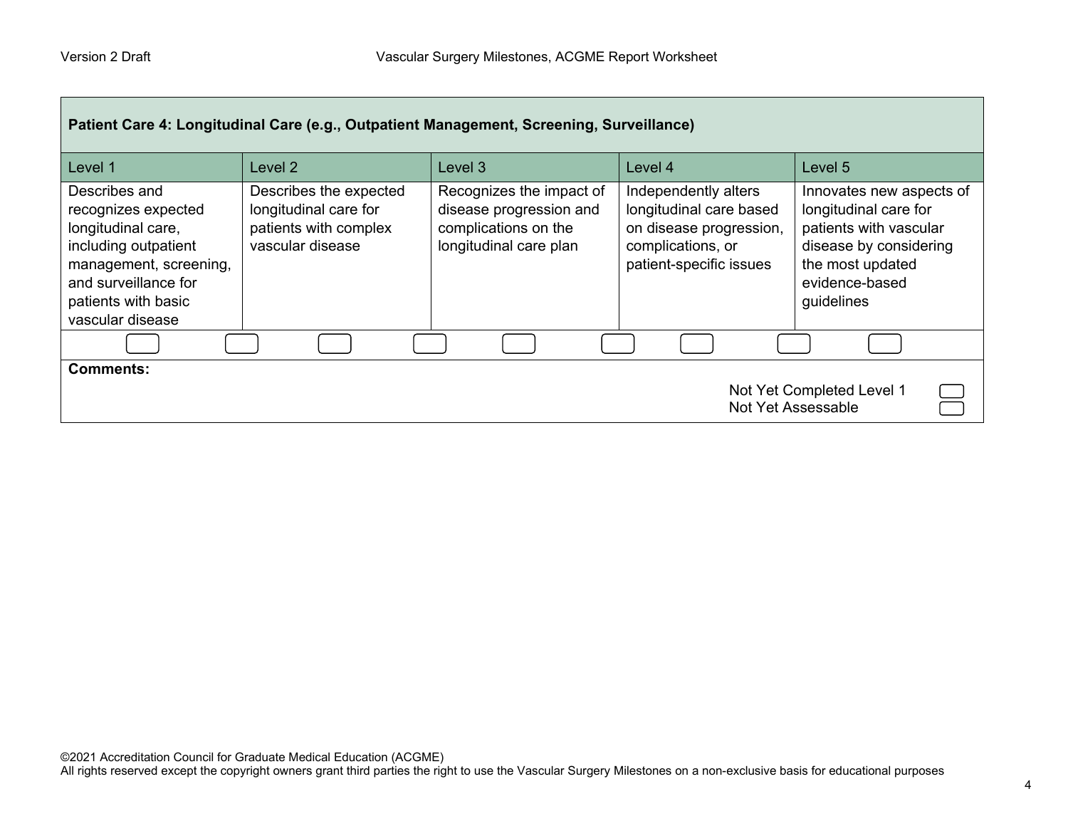| Patient Care 4: Longitudinal Care (e.g., Outpatient Management, Screening, Surveillance) | | | | |
|---|---|---|---|---|
| Level 1 | Level 2 | Level 3 | Level 4 | Level 5 |
| Describes and recognizes expected longitudinal care, including outpatient management, screening, and surveillance for patients with basic vascular disease | Describes the expected longitudinal care for patients with complex vascular disease | Recognizes the impact of disease progression and complications on the longitudinal care plan | Independently alters longitudinal care based on disease progression, complications, or patient-specific issues | Innovates new aspects of longitudinal care for patients with vascular disease by considering the most updated evidence-based guidelines |

**Comments:**

Not Yet Completed Level 1

Not Yet Assessable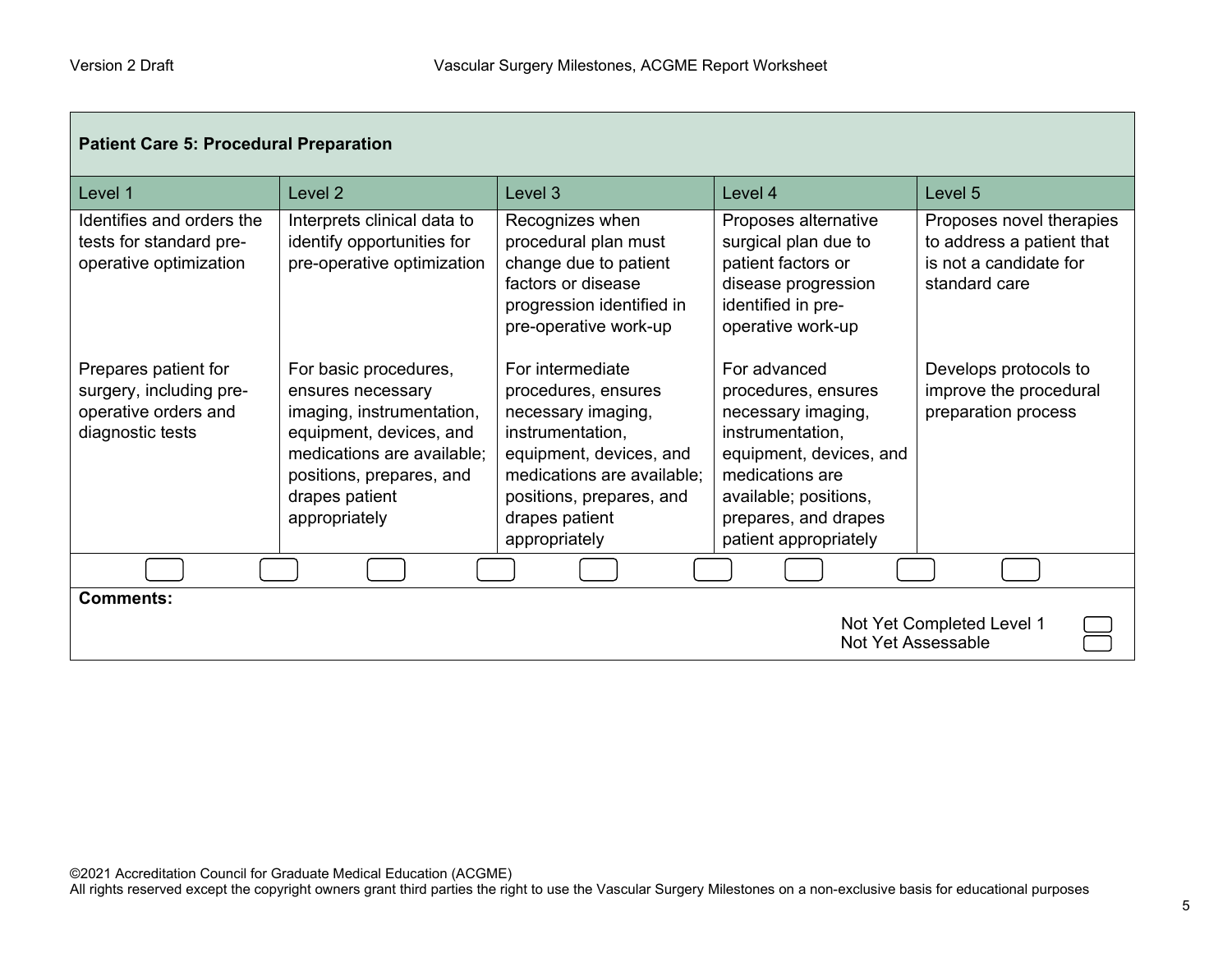| Patient Care 5: Procedural Preparation | | | | |
|---|---|---|---|---|
| Level 1 | Level 2 | Level 3 | Level 4 | Level 5 |
| Identifies and orders the tests for standard pre-operative optimization | Interprets clinical data to identify opportunities for pre-operative optimization | Recognizes when procedural plan must change due to patient factors or disease progression identified in pre-operative work-up | Proposes alternative surgical plan due to patient factors or disease progression identified in pre-operative work-up | Proposes novel therapies to address a patient that is not a candidate for standard care |
| Prepares patient for surgery, including pre-operative orders and diagnostic tests | For basic procedures, ensures necessary imaging, instrumentation, equipment, devices, and medications are available; positions, prepares, and drapes patient appropriately | For intermediate procedures, ensures necessary imaging, instrumentation, equipment, devices, and medications are available; positions, prepares, and drapes patient appropriately | For advanced procedures, ensures necessary imaging, instrumentation, equipment, devices, and medications are available; positions, prepares, and drapes patient appropriately | Develops protocols to improve the procedural preparation process |

**Comments:**

Not Yet Completed Level 1

Not Yet Assessable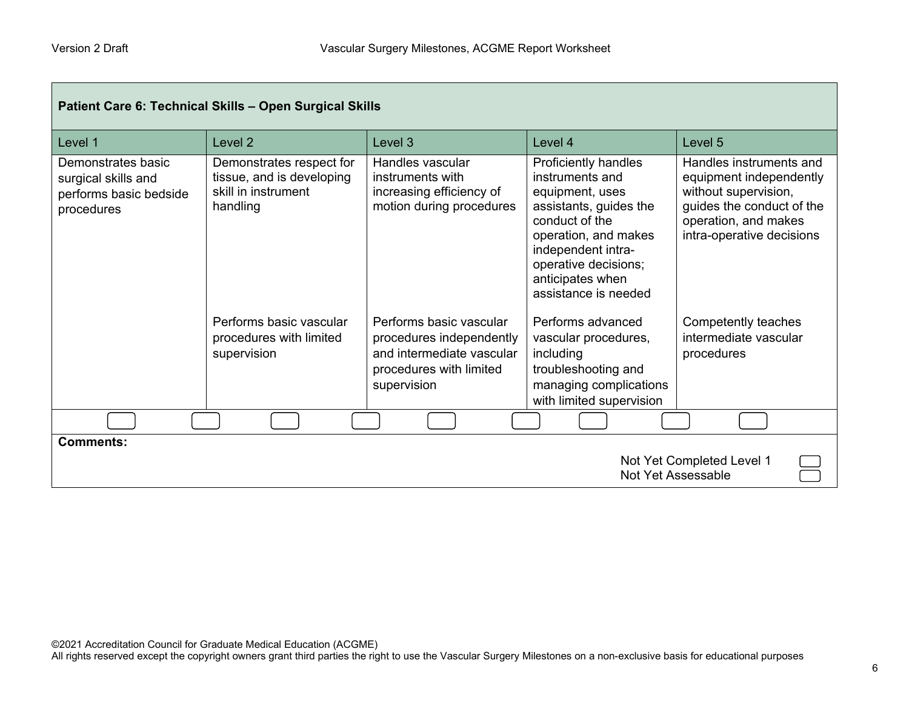| Patient Care 6: Technical Skills – Open Surgical Skills | | | | |
|---|---|---|---|---|
| **Level 1** | **Level 2** | **Level 3** | **Level 4** | **Level 5** |
| Demonstrates basic surgical skills and performs basic bedside procedures | Demonstrates respect for tissue, and is developing skill in instrument handling | Handles vascular instruments with increasing efficiency of motion during procedures | Proficiently handles instruments and equipment, uses assistants, guides the conduct of the operation, and makes independent intra-operative decisions; anticipates when assistance is needed | Handles instruments and equipment independently without supervision, guides the conduct of the operation, and makes intra-operative decisions |
| | Performs basic vascular procedures with limited supervision | Performs basic vascular procedures independently and intermediate vascular procedures with limited supervision | Performs advanced vascular procedures, including troubleshooting and managing complications with limited supervision | Competently teaches intermediate vascular procedures |

**Comments:**

Not Yet Completed Level 1

Not Yet Assessable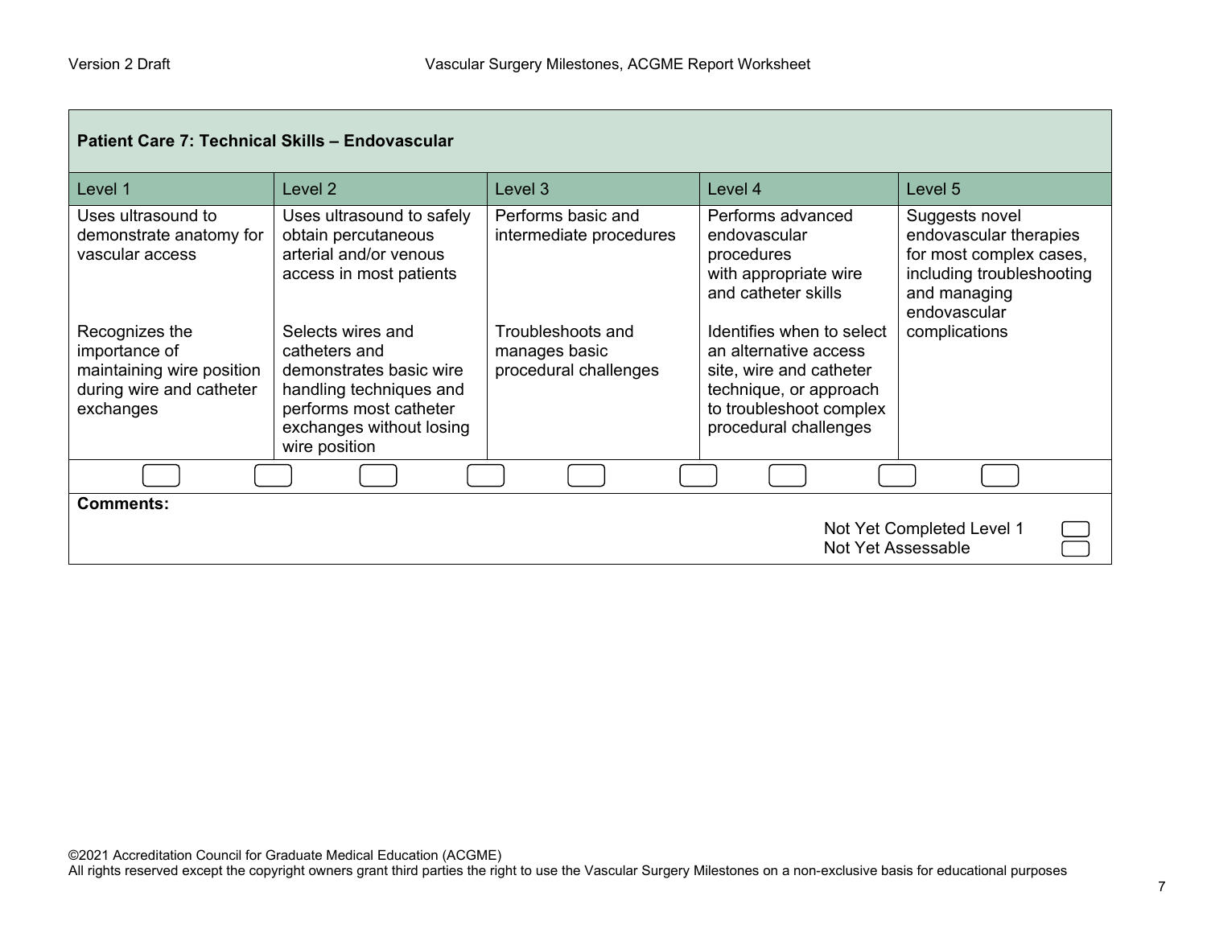| Patient Care 7: Technical Skills – Endovascular | | | | |
|---|---|---|---|---|
| Level 1 | Level 2 | Level 3 | Level 4 | Level 5 |
| Uses ultrasound to demonstrate anatomy for vascular access | Uses ultrasound to safely obtain percutaneous arterial and/or venous access in most patients | Performs basic and intermediate procedures | Performs advanced endovascular procedures with appropriate wire and catheter skills | Suggests novel endovascular therapies for most complex cases, including troubleshooting and managing endovascular complications |
| Recognizes the importance of maintaining wire position during wire and catheter exchanges | Selects wires and catheters and demonstrates basic wire handling techniques and performs most catheter exchanges without losing wire position | Troubleshoots and manages basic procedural challenges | Identifies when to select an alternative access site, wire and catheter technique, or approach to troubleshoot complex procedural challenges | |

**Comments:**

Not Yet Completed Level 1

Not Yet Assessable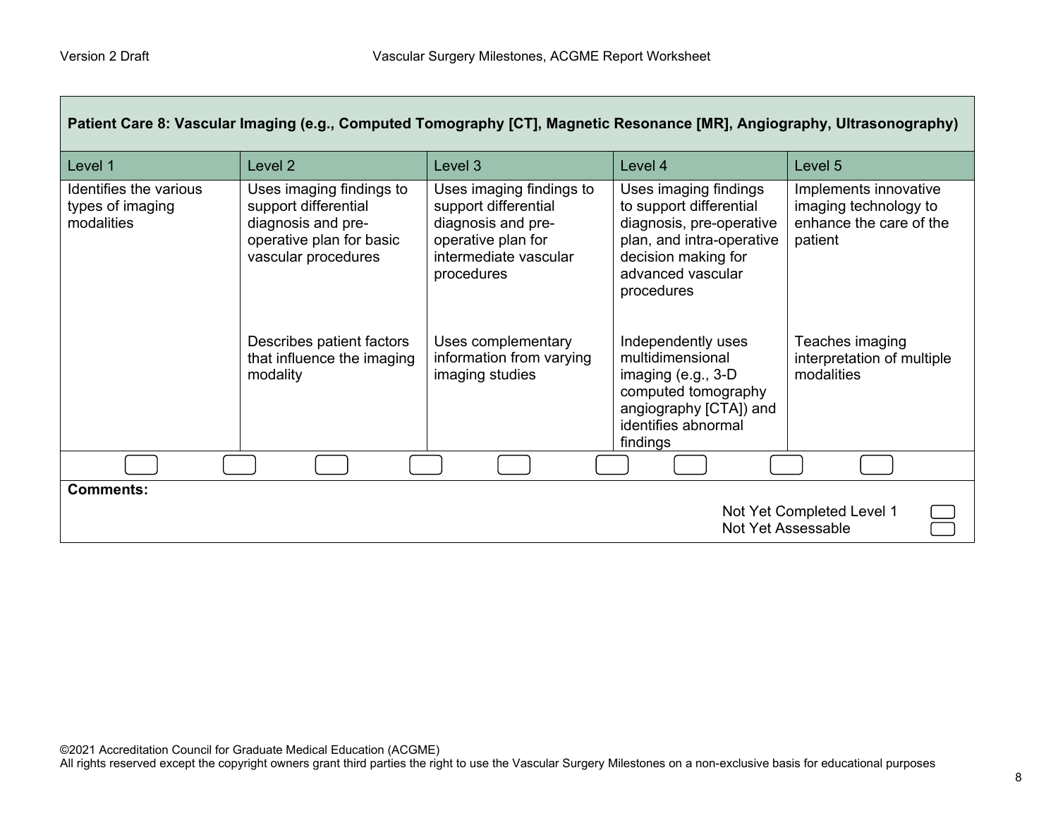## Patient Care 8: Vascular Imaging (e.g., Computed Tomography [CT], Magnetic Resonance [MR], Angiography, Ultrasonography)

| Level 1 | Level 2 | Level 3 | Level 4 | Level 5 |
|---|---|---|---|---|
| Identifies the various types of imaging modalities | Uses imaging findings to support differential diagnosis and pre-operative plan for basic vascular procedures | Uses imaging findings to support differential diagnosis and pre-operative plan for intermediate vascular procedures | Uses imaging findings to support differential diagnosis, pre-operative plan, and intra-operative decision making for advanced vascular procedures | Implements innovative imaging technology to enhance the care of the patient |
| | Describes patient factors that influence the imaging modality | Uses complementary information from varying imaging studies | Independently uses multidimensional imaging (e.g., 3-D computed tomography angiography [CTA]) and identifies abnormal findings | Teaches imaging interpretation of multiple modalities |

**Comments:**

Not Yet Completed Level 1

Not Yet Assessable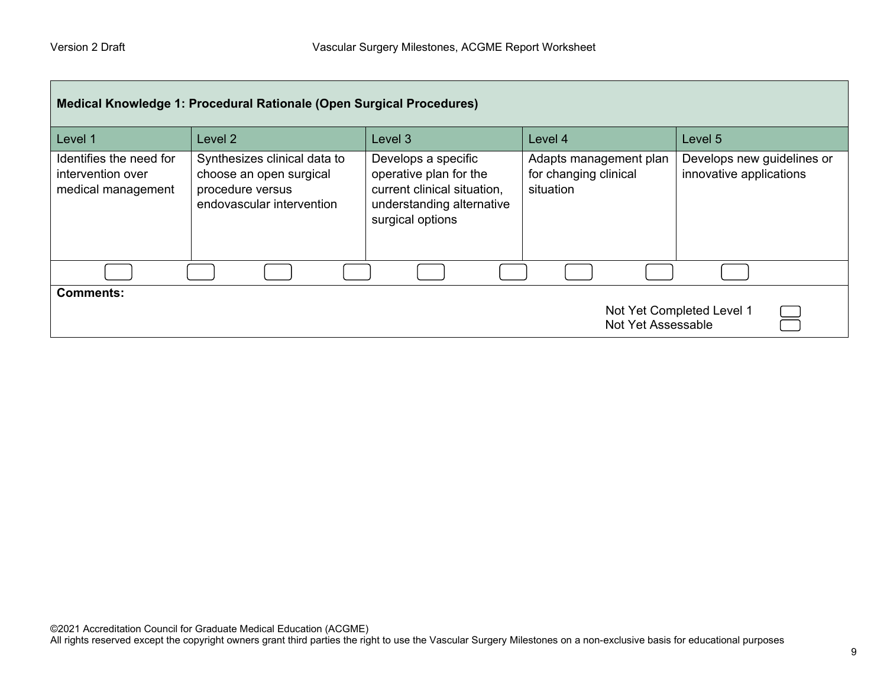| Medical Knowledge 1: Procedural Rationale (Open Surgical Procedures) | | | | |
|---|---|---|---|---|
| Level 1 | Level 2 | Level 3 | Level 4 | Level 5 |
| Identifies the need for intervention over medical management | Synthesizes clinical data to choose an open surgical procedure versus endovascular intervention | Develops a specific operative plan for the current clinical situation, understanding alternative surgical options | Adapts management plan for changing clinical situation | Develops new guidelines or innovative applications |

**Comments:**

Not Yet Completed Level 1

Not Yet Assessable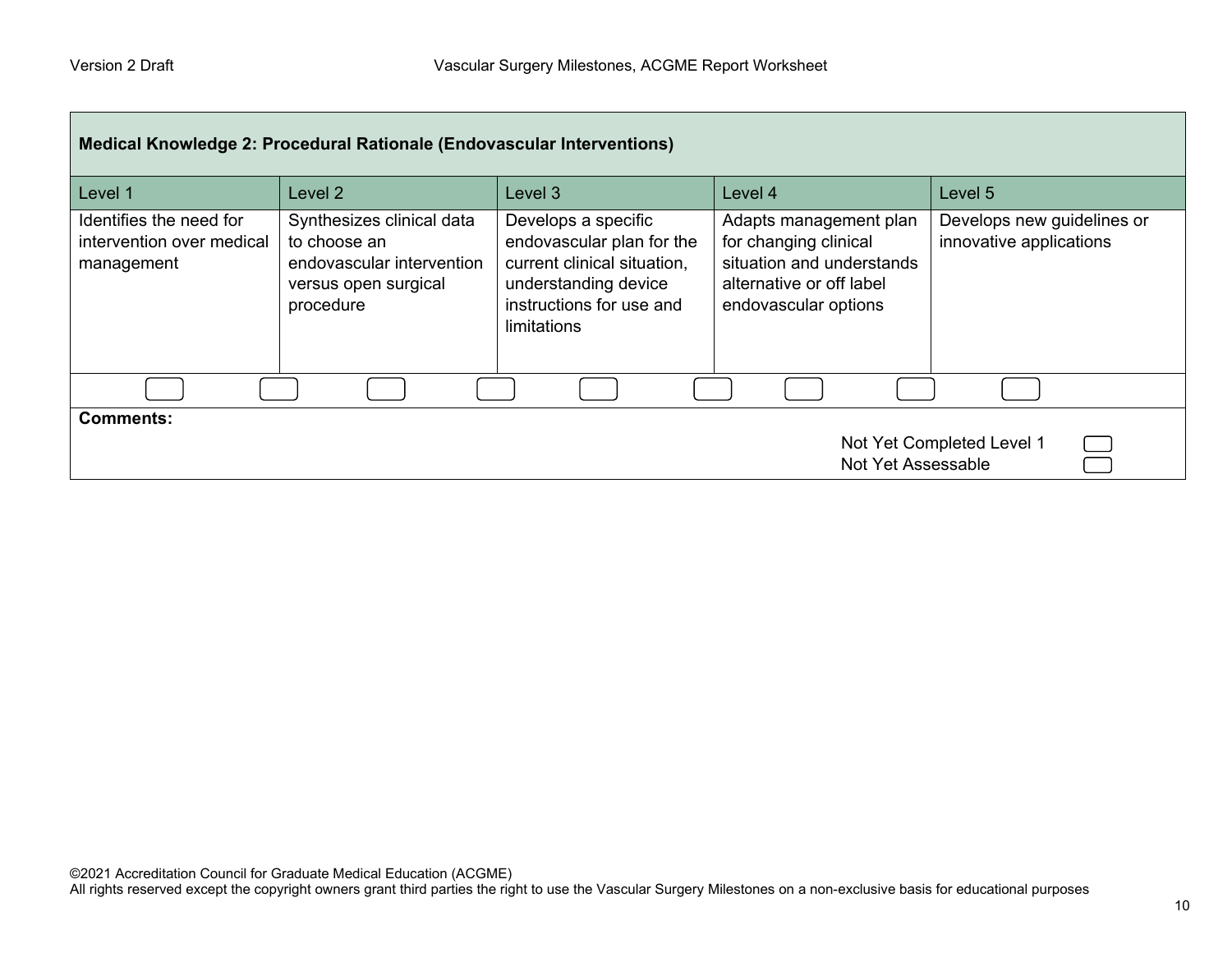| Medical Knowledge 2: Procedural Rationale (Endovascular Interventions) | | | | |
|---|---|---|---|---|
| Level 1 | Level 2 | Level 3 | Level 4 | Level 5 |
| Identifies the need for intervention over medical management | Synthesizes clinical data to choose an endovascular intervention versus open surgical procedure | Develops a specific endovascular plan for the current clinical situation, understanding device instructions for use and limitations | Adapts management plan for changing clinical situation and understands alternative or off label endovascular options | Develops new guidelines or innovative applications |

**Comments:**

Not Yet Completed Level 1

Not Yet Assessable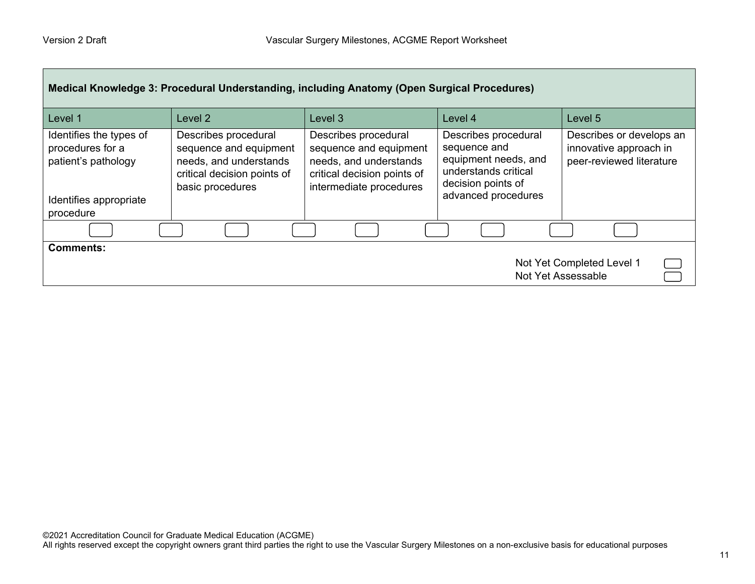| Medical Knowledge 3: Procedural Understanding, including Anatomy (Open Surgical Procedures) | | | | |
|---|---|---|---|---|
| Level 1 | Level 2 | Level 3 | Level 4 | Level 5 |
| Identifies the types of procedures for a patient's pathology<br><br>Identifies appropriate procedure | Describes procedural sequence and equipment needs, and understands critical decision points of basic procedures | Describes procedural sequence and equipment needs, and understands critical decision points of intermediate procedures | Describes procedural sequence and equipment needs, and understands critical decision points of advanced procedures | Describes or develops an innovative approach in peer-reviewed literature |

**Comments:**

Not Yet Completed Level 1

Not Yet Assessable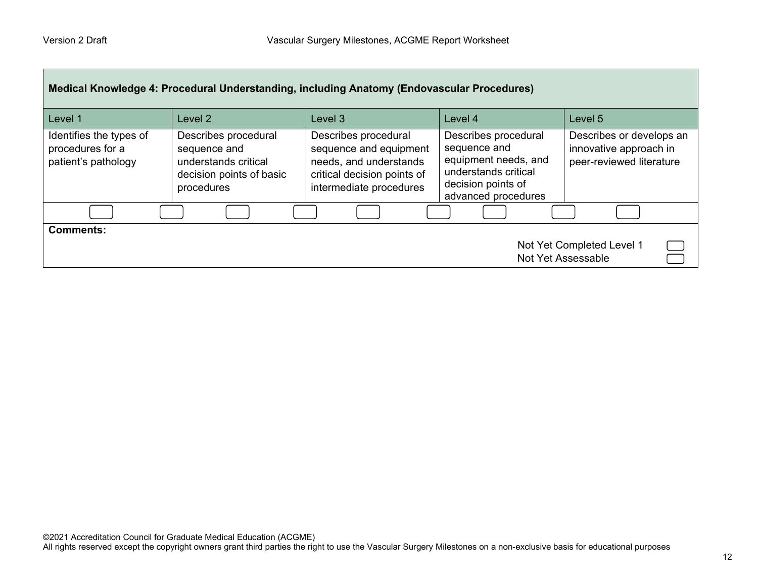| Medical Knowledge 4: Procedural Understanding, including Anatomy (Endovascular Procedures) | | | | |
|---|---|---|---|---|
| Level 1 | Level 2 | Level 3 | Level 4 | Level 5 |
| Identifies the types of procedures for a patient's pathology | Describes procedural sequence and understands critical decision points of basic procedures | Describes procedural sequence and equipment needs, and understands critical decision points of intermediate procedures | Describes procedural sequence and equipment needs, and understands critical decision points of advanced procedures | Describes or develops an innovative approach in peer-reviewed literature |

**Comments:**

Not Yet Completed Level 1

Not Yet Assessable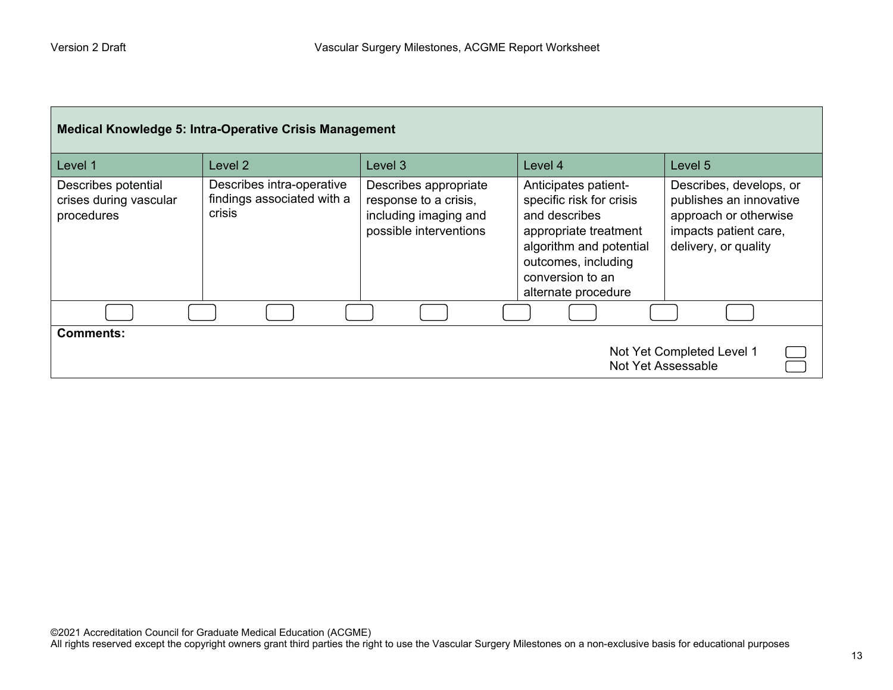| Medical Knowledge 5: Intra-Operative Crisis Management | | | | |
|---|---|---|---|---|
| Level 1 | Level 2 | Level 3 | Level 4 | Level 5 |
| Describes potential crises during vascular procedures | Describes intra-operative findings associated with a crisis | Describes appropriate response to a crisis, including imaging and possible interventions | Anticipates patient-specific risk for crisis and describes appropriate treatment algorithm and potential outcomes, including conversion to an alternate procedure | Describes, develops, or publishes an innovative approach or otherwise impacts patient care, delivery, or quality |

**Comments:**

Not Yet Completed Level 1
Not Yet Assessable

©2021 Accreditation Council for Graduate Medical Education (ACGME)
All rights reserved except the copyright owners grant third parties the right to use the Vascular Surgery Milestones on a non-exclusive basis for educational purposes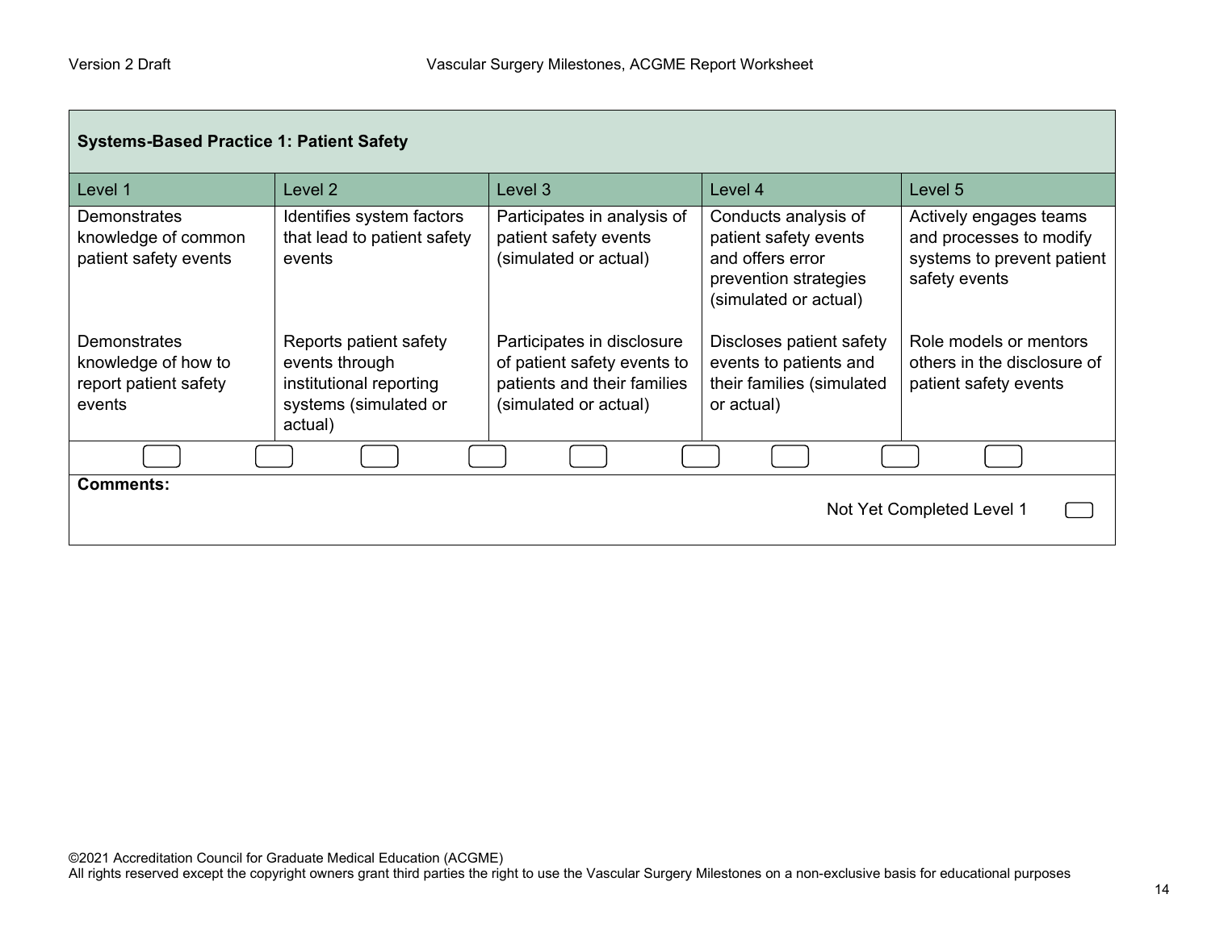| **Systems-Based Practice 1: Patient Safety** | | | | |
|---|---|---|---|---|
| Level 1 | Level 2 | Level 3 | Level 4 | Level 5 |
| Demonstrates knowledge of common patient safety events | Identifies system factors that lead to patient safety events | Participates in analysis of patient safety events (simulated or actual) | Conducts analysis of patient safety events and offers error prevention strategies (simulated or actual) | Actively engages teams and processes to modify systems to prevent patient safety events |
| Demonstrates knowledge of how to report patient safety events | Reports patient safety events through institutional reporting systems (simulated or actual) | Participates in disclosure of patient safety events to patients and their families (simulated or actual) | Discloses patient safety events to patients and their families (simulated or actual) | Role models or mentors others in the disclosure of patient safety events |

**Comments:**

Not Yet Completed Level 1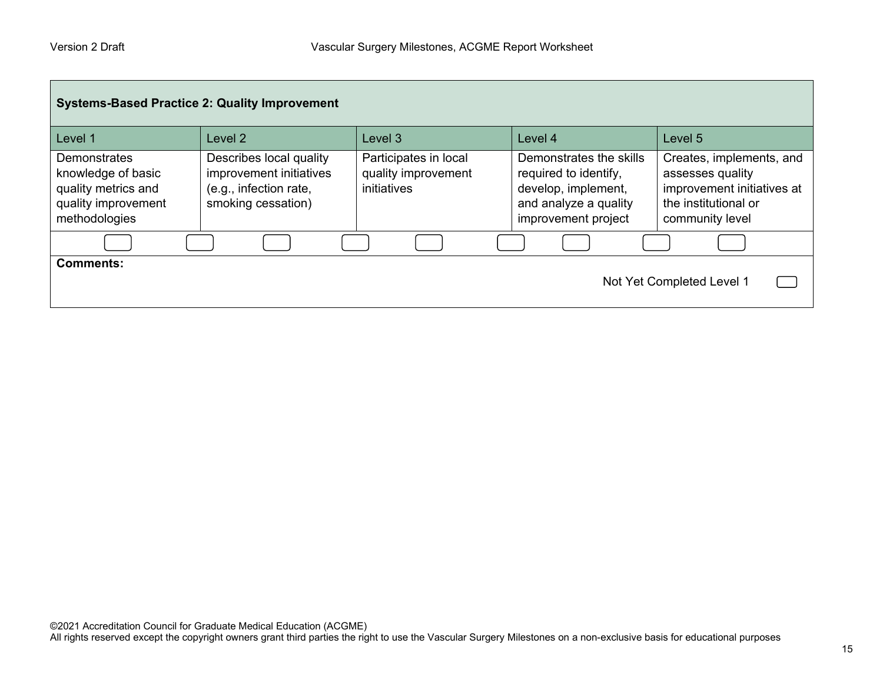| Systems-Based Practice 2: Quality Improvement | | | | |
|---|---|---|---|---|
| Level 1 | Level 2 | Level 3 | Level 4 | Level 5 |
| Demonstrates knowledge of basic quality metrics and quality improvement methodologies | Describes local quality improvement initiatives (e.g., infection rate, smoking cessation) | Participates in local quality improvement initiatives | Demonstrates the skills required to identify, develop, implement, and analyze a quality improvement project | Creates, implements, and assesses quality improvement initiatives at the institutional or community level |

**Comments:**

Not Yet Completed Level 1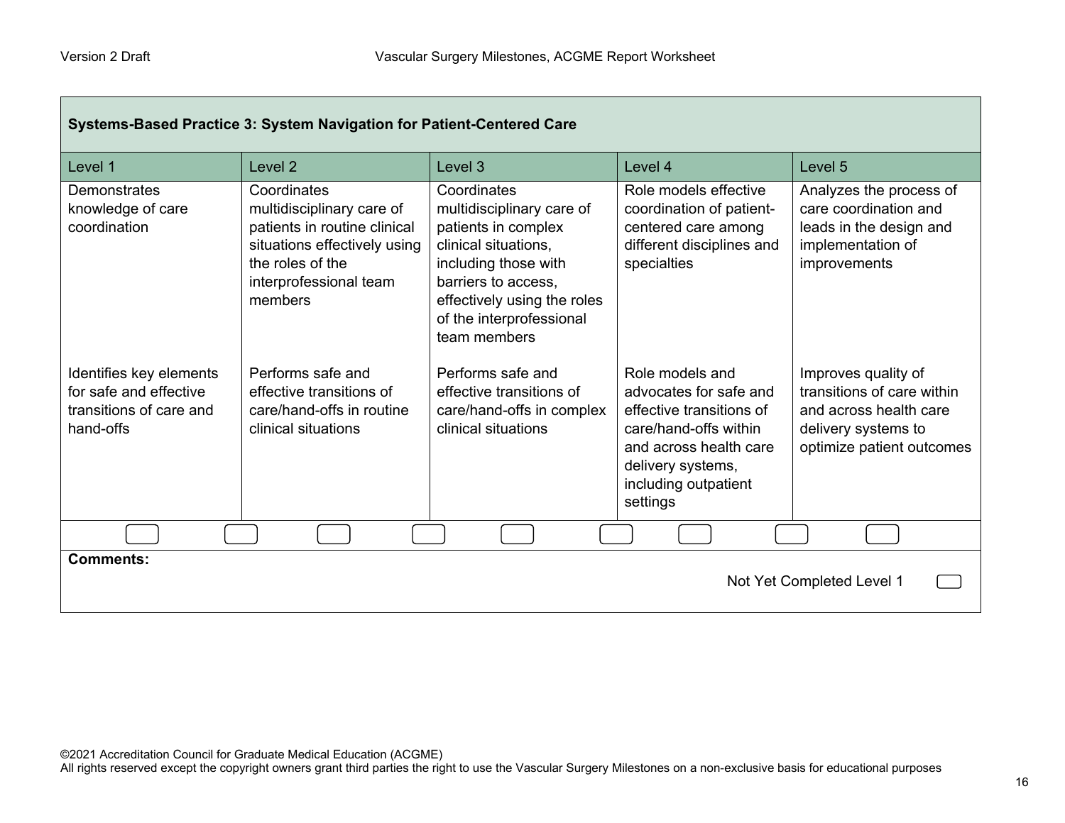| Systems-Based Practice 3: System Navigation for Patient-Centered Care | | | | |
|---|---|---|---|---|
| Level 1 | Level 2 | Level 3 | Level 4 | Level 5 |
| Demonstrates knowledge of care coordination | Coordinates multidisciplinary care of patients in routine clinical situations effectively using the roles of the interprofessional team members | Coordinates multidisciplinary care of patients in complex clinical situations, including those with barriers to access, effectively using the roles of the interprofessional team members | Role models effective coordination of patient-centered care among different disciplines and specialties | Analyzes the process of care coordination and leads in the design and implementation of improvements |
| Identifies key elements for safe and effective transitions of care and hand-offs | Performs safe and effective transitions of care/hand-offs in routine clinical situations | Performs safe and effective transitions of care/hand-offs in complex clinical situations | Role models and advocates for safe and effective transitions of care/hand-offs within and across health care delivery systems, including outpatient settings | Improves quality of transitions of care within and across health care delivery systems to optimize patient outcomes |

**Comments:**

Not Yet Completed Level 1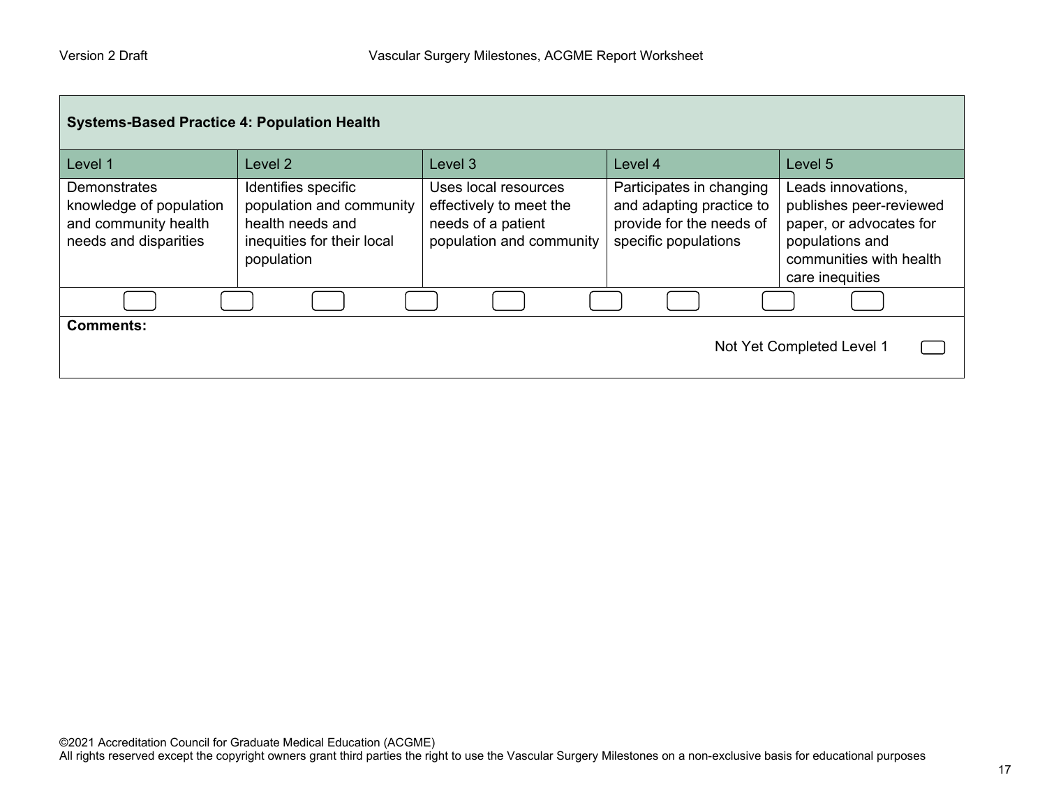| Systems-Based Practice 4: Population Health | | | | |
|---|---|---|---|---|
| Level 1 | Level 2 | Level 3 | Level 4 | Level 5 |
| Demonstrates knowledge of population and community health needs and disparities | Identifies specific population and community health needs and inequities for their local population | Uses local resources effectively to meet the needs of a patient population and community | Participates in changing and adapting practice to provide for the needs of specific populations | Leads innovations, publishes peer-reviewed paper, or advocates for populations and communities with health care inequities |

**Comments:**

Not Yet Completed Level 1

©2021 Accreditation Council for Graduate Medical Education (ACGME)
All rights reserved except the copyright owners grant third parties the right to use the Vascular Surgery Milestones on a non-exclusive basis for educational purposes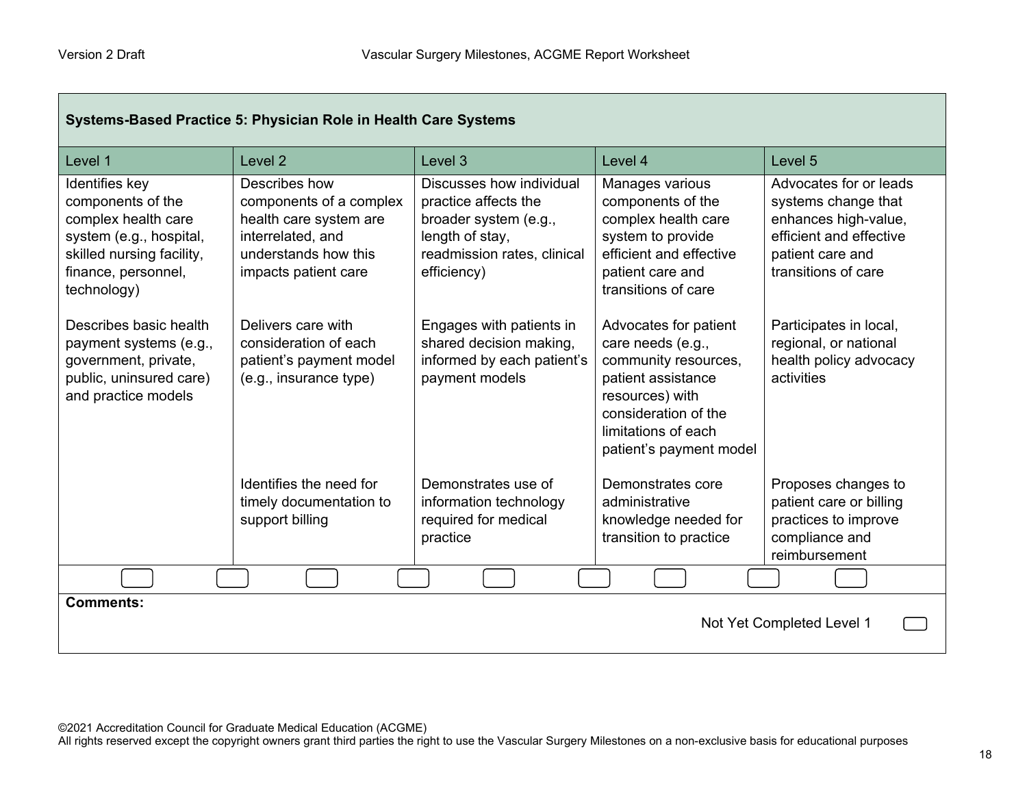## Systems-Based Practice 5: Physician Role in Health Care Systems

| Level 1 | Level 2 | Level 3 | Level 4 | Level 5 |
|---|---|---|---|---|
| Identifies key components of the complex health care system (e.g., hospital, skilled nursing facility, finance, personnel, technology) | Describes how components of a complex health care system are interrelated, and understands how this impacts patient care | Discusses how individual practice affects the broader system (e.g., length of stay, readmission rates, clinical efficiency) | Manages various components of the complex health care system to provide efficient and effective patient care and transitions of care | Advocates for or leads systems change that enhances high-value, efficient and effective patient care and transitions of care |
| Describes basic health payment systems (e.g., government, private, public, uninsured care) and practice models | Delivers care with consideration of each patient's payment model (e.g., insurance type) | Engages with patients in shared decision making, informed by each patient's payment models | Advocates for patient care needs (e.g., community resources, patient assistance resources) with consideration of the limitations of each patient's payment model | Participates in local, regional, or national health policy advocacy activities |
| | Identifies the need for timely documentation to support billing | Demonstrates use of information technology required for medical practice | Demonstrates core administrative knowledge needed for transition to practice | Proposes changes to patient care or billing practices to improve compliance and reimbursement |

**Comments:**

Not Yet Completed Level 1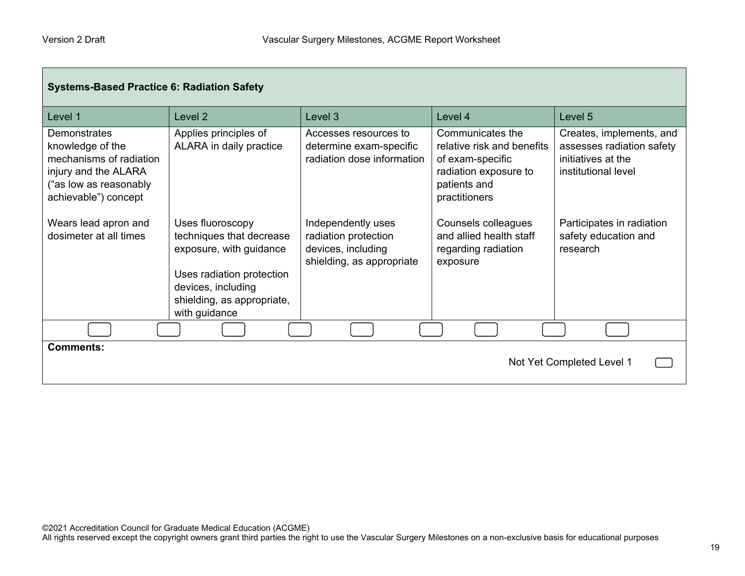| **Systems-Based Practice 6: Radiation Safety** | | | | |
|---|---|---|---|---|
| Level 1 | Level 2 | Level 3 | Level 4 | Level 5 |
| Demonstrates knowledge of the mechanisms of radiation injury and the ALARA ("as low as reasonably achievable") concept | Applies principles of ALARA in daily practice | Accesses resources to determine exam-specific radiation dose information | Communicates the relative risk and benefits of exam-specific radiation exposure to patients and practitioners | Creates, implements, and assesses radiation safety initiatives at the institutional level |
| Wears lead apron and dosimeter at all times | Uses fluoroscopy techniques that decrease exposure, with guidance<br><br>Uses radiation protection devices, including shielding, as appropriate, with guidance | Independently uses radiation protection devices, including shielding, as appropriate | Counsels colleagues and allied health staff regarding radiation exposure | Participates in radiation safety education and research |

**Comments:**

Not Yet Completed Level 1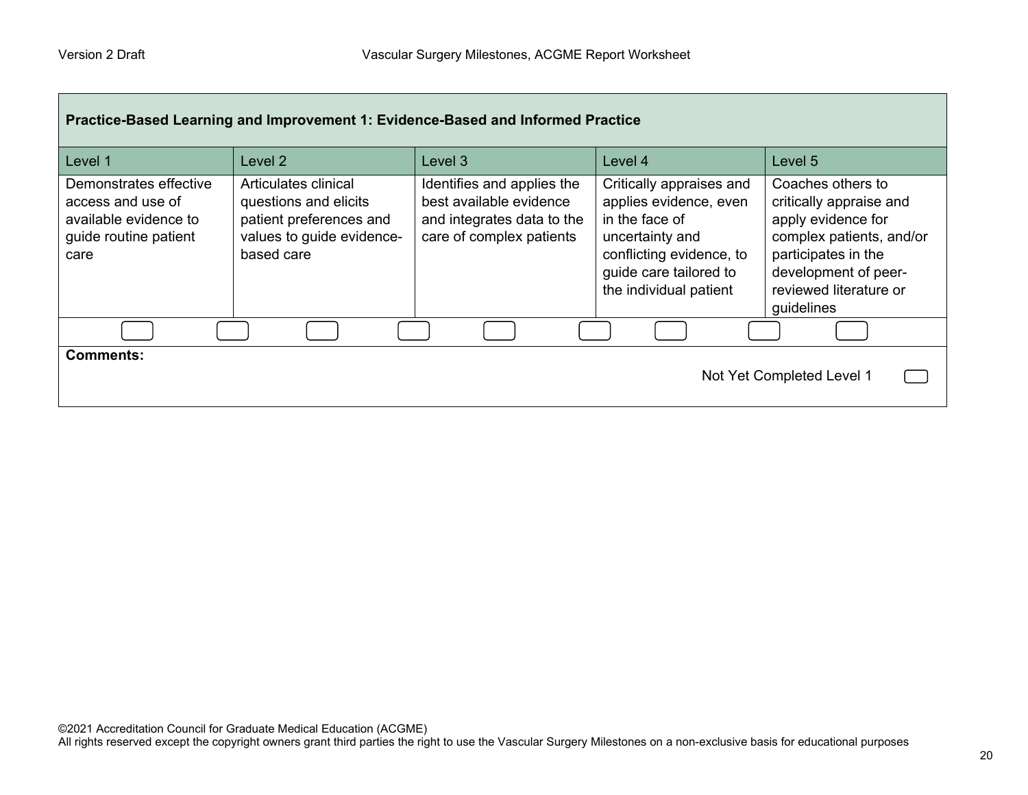## Practice-Based Learning and Improvement 1: Evidence-Based and Informed Practice

| Level 1 | Level 2 | Level 3 | Level 4 | Level 5 |
|---|---|---|---|---|
| Demonstrates effective access and use of available evidence to guide routine patient care | Articulates clinical questions and elicits patient preferences and values to guide evidence-based care | Identifies and applies the best available evidence and integrates data to the care of complex patients | Critically appraises and applies evidence, even in the face of uncertainty and conflicting evidence, to guide care tailored to the individual patient | Coaches others to critically appraise and apply evidence for complex patients, and/or participates in the development of peer-reviewed literature or guidelines |

**Comments:**

Not Yet Completed Level 1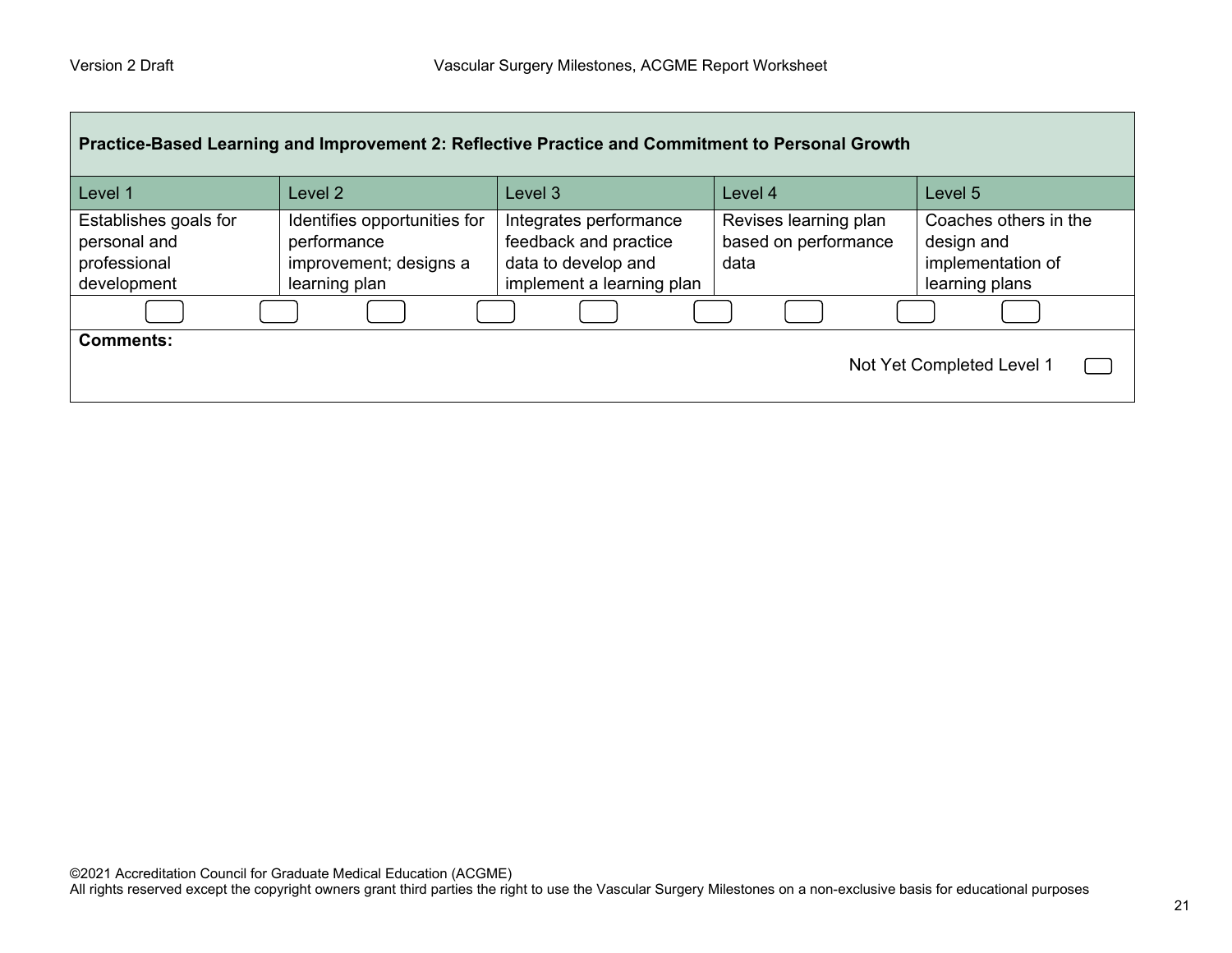| Practice-Based Learning and Improvement 2: Reflective Practice and Commitment to Personal Growth | | | | |
|---|---|---|---|---|
| Level 1 | Level 2 | Level 3 | Level 4 | Level 5 |
| Establishes goals for personal and professional development | Identifies opportunities for performance improvement; designs a learning plan | Integrates performance feedback and practice data to develop and implement a learning plan | Revises learning plan based on performance data | Coaches others in the design and implementation of learning plans |

**Comments:**

Not Yet Completed Level 1

©2021 Accreditation Council for Graduate Medical Education (ACGME)
All rights reserved except the copyright owners grant third parties the right to use the Vascular Surgery Milestones on a non-exclusive basis for educational purposes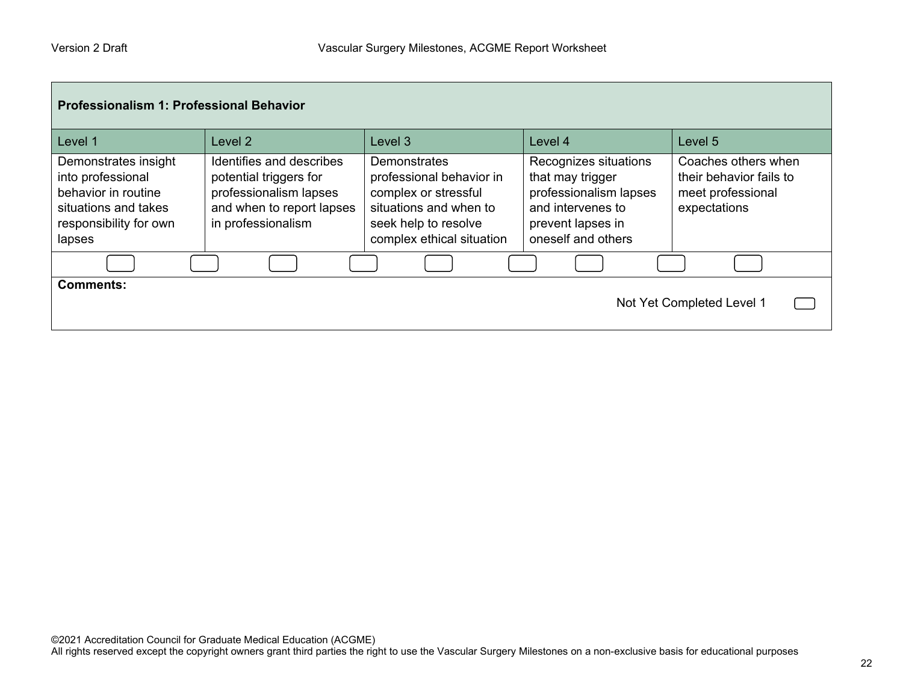| Professionalism 1: Professional Behavior | | | | |
|---|---|---|---|---|
| Level 1 | Level 2 | Level 3 | Level 4 | Level 5 |
| Demonstrates insight into professional behavior in routine situations and takes responsibility for own lapses | Identifies and describes potential triggers for professionalism lapses and when to report lapses in professionalism | Demonstrates professional behavior in complex or stressful situations and when to seek help to resolve complex ethical situation | Recognizes situations that may trigger professionalism lapses and intervenes to prevent lapses in oneself and others | Coaches others when their behavior fails to meet professional expectations |

**Comments:**

Not Yet Completed Level 1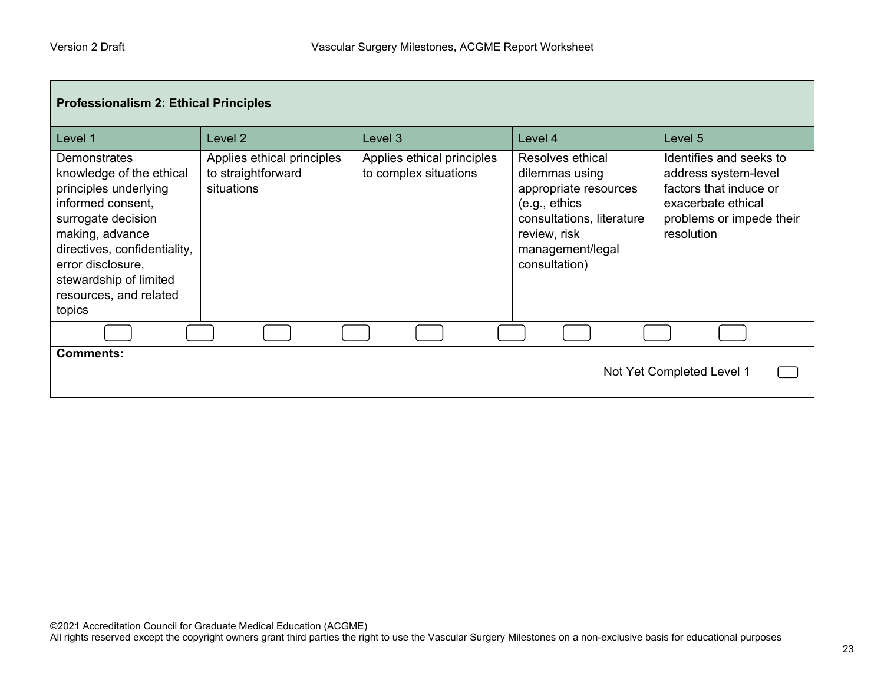## Professionalism 2: Ethical Principles

| Level 1 | Level 2 | Level 3 | Level 4 | Level 5 |
|---|---|---|---|---|
| Demonstrates knowledge of the ethical principles underlying informed consent, surrogate decision making, advance directives, confidentiality, error disclosure, stewardship of limited resources, and related topics | Applies ethical principles to straightforward situations | Applies ethical principles to complex situations | Resolves ethical dilemmas using appropriate resources (e.g., ethics consultations, literature review, risk management/legal consultation) | Identifies and seeks to address system-level factors that induce or exacerbate ethical problems or impede their resolution |

**Comments:**

Not Yet Completed Level 1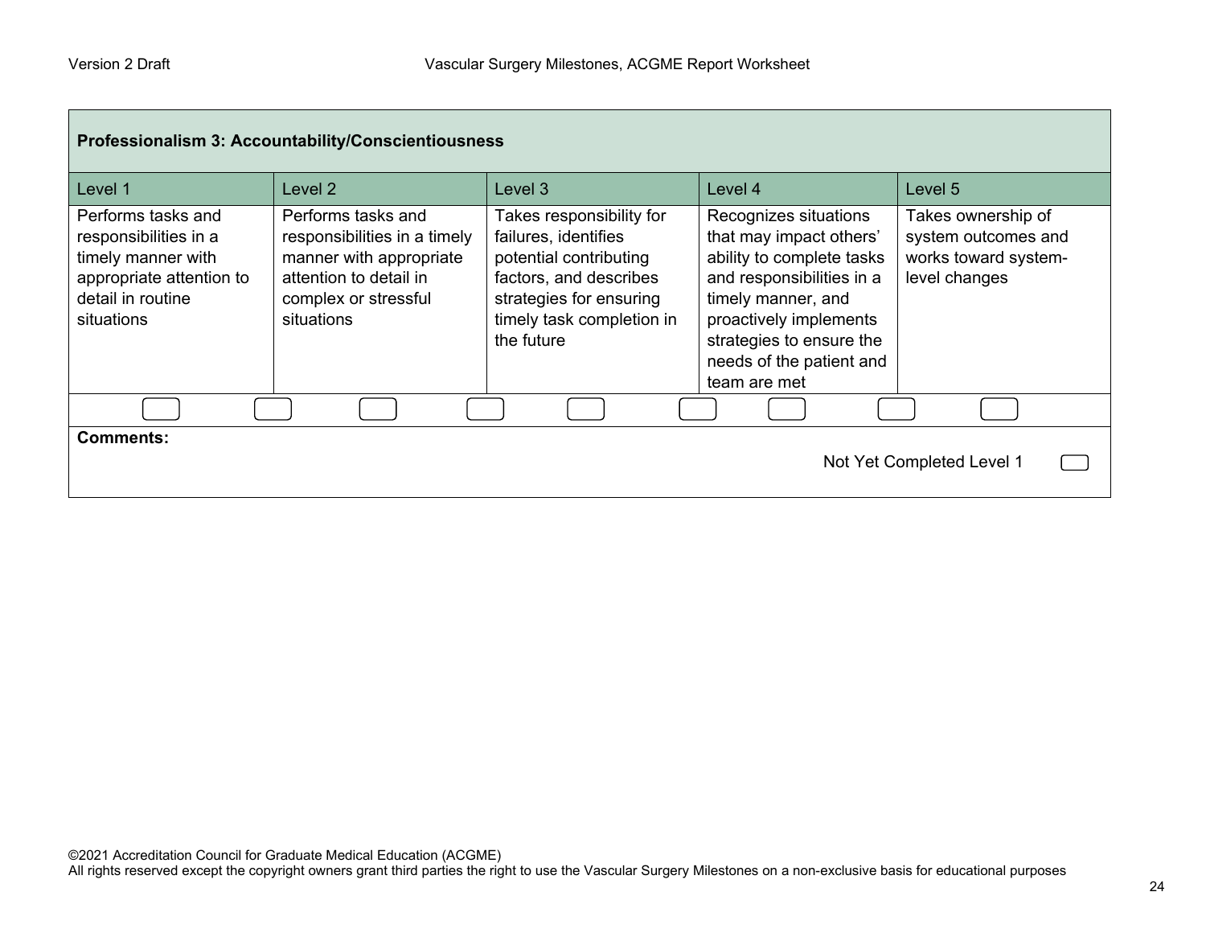| Professionalism 3: Accountability/Conscientiousness | | | | |
|---|---|---|---|---|
| Level 1 | Level 2 | Level 3 | Level 4 | Level 5 |
| Performs tasks and responsibilities in a timely manner with appropriate attention to detail in routine situations | Performs tasks and responsibilities in a timely manner with appropriate attention to detail in complex or stressful situations | Takes responsibility for failures, identifies potential contributing factors, and describes strategies for ensuring timely task completion in the future | Recognizes situations that may impact others' ability to complete tasks and responsibilities in a timely manner, and proactively implements strategies to ensure the needs of the patient and team are met | Takes ownership of system outcomes and works toward system-level changes |

**Comments:**

Not Yet Completed Level 1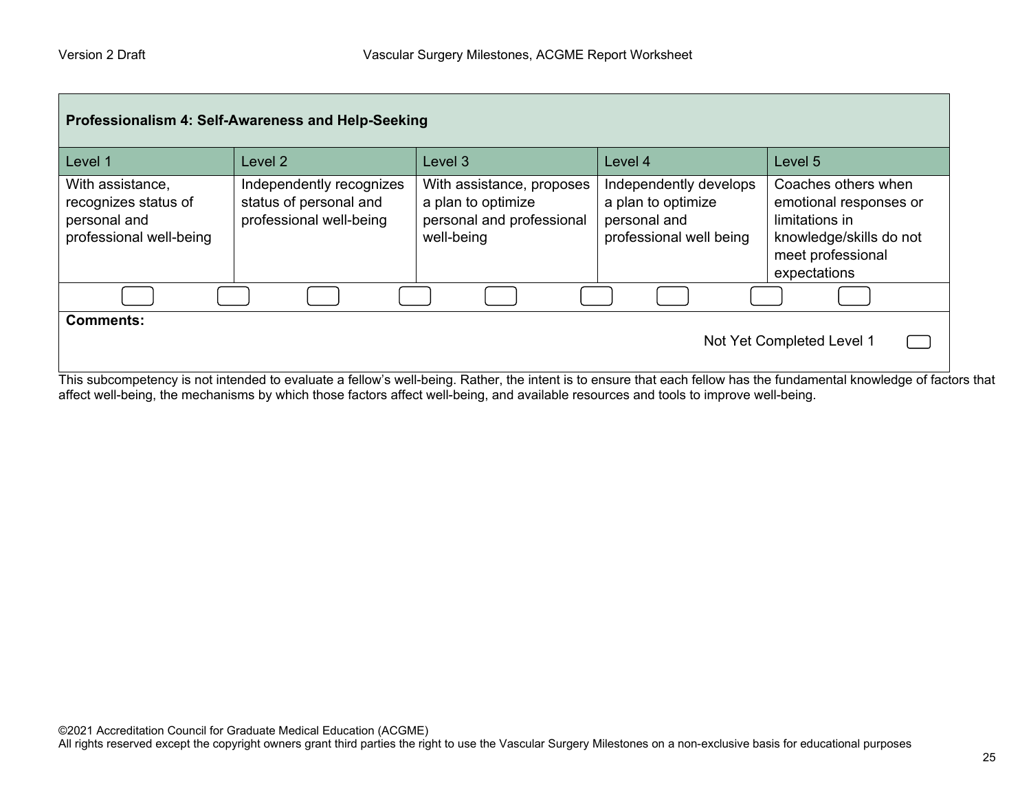**Professionalism 4: Self-Awareness and Help-Seeking**

| Level 1 | Level 2 | Level 3 | Level 4 | Level 5 |
|---|---|---|---|---|
| With assistance, recognizes status of personal and professional well-being | Independently recognizes status of personal and professional well-being | With assistance, proposes a plan to optimize personal and professional well-being | Independently develops a plan to optimize personal and professional well being | Coaches others when emotional responses or limitations in knowledge/skills do not meet professional expectations |

**Comments:**

Not Yet Completed Level 1

This subcompetency is not intended to evaluate a fellow's well-being. Rather, the intent is to ensure that each fellow has the fundamental knowledge of factors that affect well-being, the mechanisms by which those factors affect well-being, and available resources and tools to improve well-being.

©2021 Accreditation Council for Graduate Medical Education (ACGME)
All rights reserved except the copyright owners grant third parties the right to use the Vascular Surgery Milestones on a non-exclusive basis for educational purposes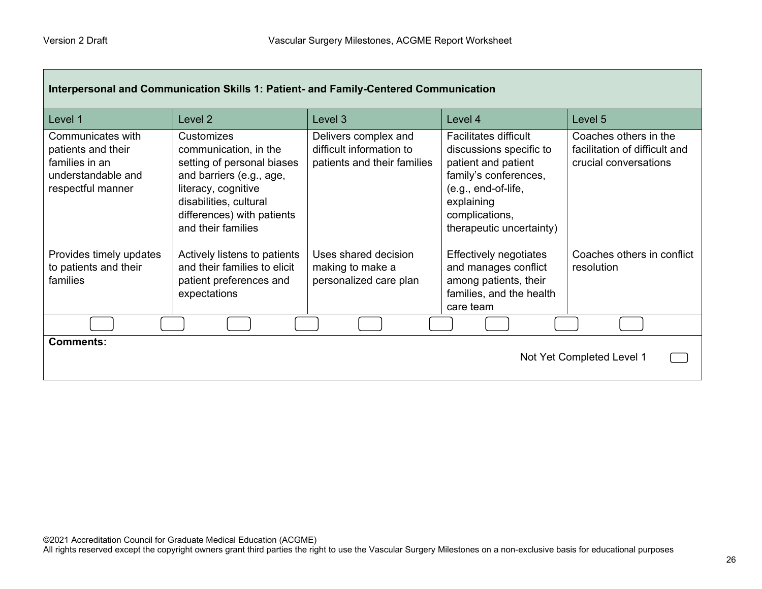| **Interpersonal and Communication Skills 1: Patient- and Family-Centered Communication** | | | | |
|---|---|---|---|---|
| **Level 1** | **Level 2** | **Level 3** | **Level 4** | **Level 5** |
| Communicates with patients and their families in an understandable and respectful manner | Customizes communication, in the setting of personal biases and barriers (e.g., age, literacy, cognitive disabilities, cultural differences) with patients and their families | Delivers complex and difficult information to patients and their families | Facilitates difficult discussions specific to patient and patient family's conferences, (e.g., end-of-life, explaining complications, therapeutic uncertainty) | Coaches others in the facilitation of difficult and crucial conversations |
| Provides timely updates to patients and their families | Actively listens to patients and their families to elicit patient preferences and expectations | Uses shared decision making to make a personalized care plan | Effectively negotiates and manages conflict among patients, their families, and the health care team | Coaches others in conflict resolution |

**Comments:**

Not Yet Completed Level 1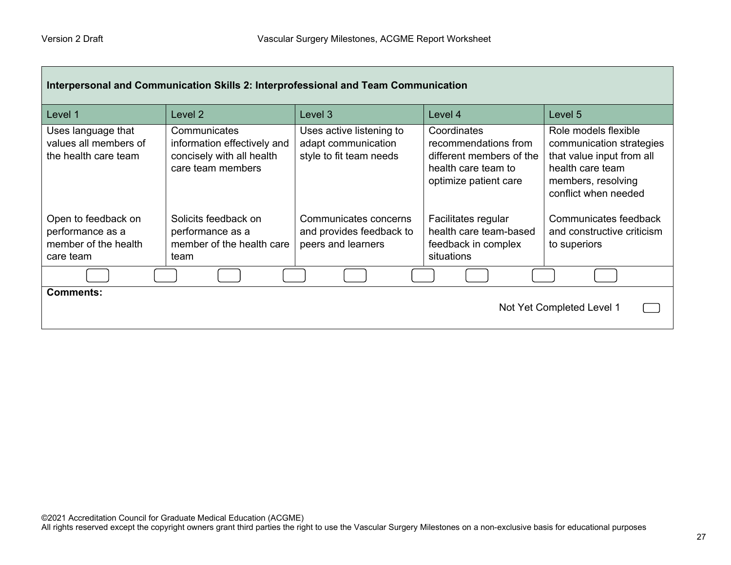| Interpersonal and Communication Skills 2: Interprofessional and Team Communication | | | | |
|---|---|---|---|---|
| Level 1 | Level 2 | Level 3 | Level 4 | Level 5 |
| Uses language that values all members of the health care team | Communicates information effectively and concisely with all health care team members | Uses active listening to adapt communication style to fit team needs | Coordinates recommendations from different members of the health care team to optimize patient care | Role models flexible communication strategies that value input from all health care team members, resolving conflict when needed |
| Open to feedback on performance as a member of the health care team | Solicits feedback on performance as a member of the health care team | Communicates concerns and provides feedback to peers and learners | Facilitates regular health care team-based feedback in complex situations | Communicates feedback and constructive criticism to superiors |

**Comments:**

Not Yet Completed Level 1

©2021 Accreditation Council for Graduate Medical Education (ACGME)
All rights reserved except the copyright owners grant third parties the right to use the Vascular Surgery Milestones on a non-exclusive basis for educational purposes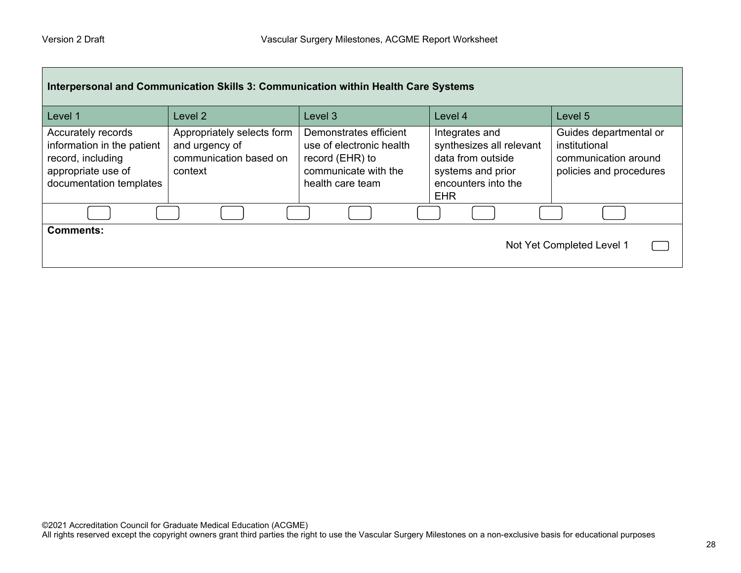## Interpersonal and Communication Skills 3: Communication within Health Care Systems

| Level 1 | Level 2 | Level 3 | Level 4 | Level 5 |
|---|---|---|---|---|
| Accurately records information in the patient record, including appropriate use of documentation templates | Appropriately selects form and urgency of communication based on context | Demonstrates efficient use of electronic health record (EHR) to communicate with the health care team | Integrates and synthesizes all relevant data from outside systems and prior encounters into the EHR | Guides departmental or institutional communication around policies and procedures |

**Comments:**

Not Yet Completed Level 1